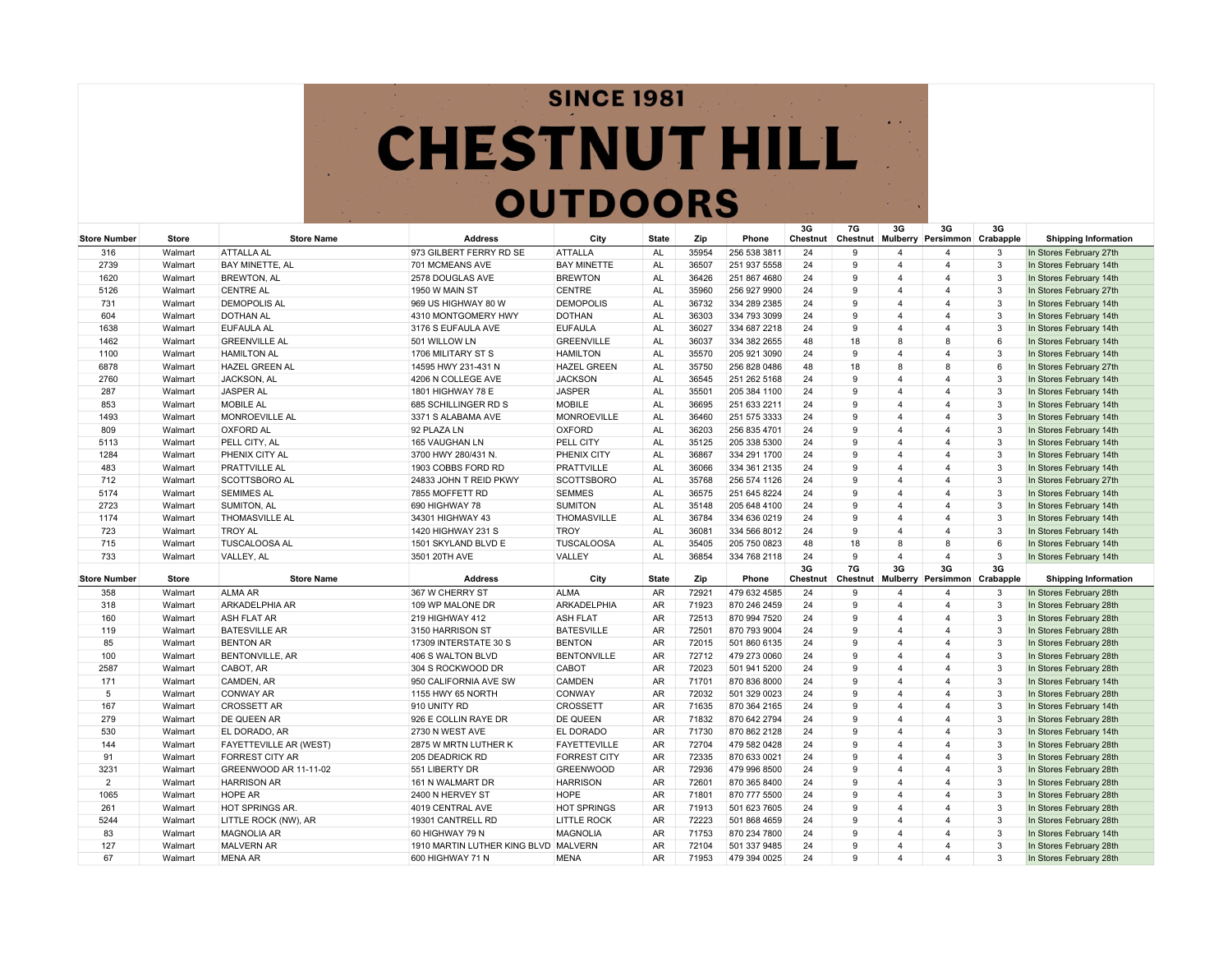# SINCE 1981 CHESTNUT HILL OUTDOORS

| Store Number | Store | Store Name | Address | City | State | Zip | Phone | 3G Chestnut | 7G Chestnut | 3G Mulberry | 3G Persimmon | 3G Crabapple | Shipping Information |
|---|---|---|---|---|---|---|---|---|---|---|---|---|---|
| 316 | Walmart | ATTALLA AL | 973 GILBERT FERRY RD SE | ATTALLA | AL | 35954 | 256 538 3811 | 24 | 9 | 4 | 4 | 3 | In Stores February 27th |
| 2739 | Walmart | BAY MINETTE, AL | 701 MCMEANS AVE | BAY MINETTE | AL | 36507 | 251 937 5558 | 24 | 9 | 4 | 4 | 3 | In Stores February 14th |
| 1620 | Walmart | BREWTON, AL | 2578 DOUGLAS AVE | BREWTON | AL | 36426 | 251 867 4680 | 24 | 9 | 4 | 4 | 3 | In Stores February 14th |
| 5126 | Walmart | CENTRE AL | 1950 W MAIN ST | CENTRE | AL | 35960 | 256 927 9900 | 24 | 9 | 4 | 4 | 3 | In Stores February 27th |
| 731 | Walmart | DEMOPOLIS AL | 969 US HIGHWAY 80 W | DEMOPOLIS | AL | 36732 | 334 289 2385 | 24 | 9 | 4 | 4 | 3 | In Stores February 14th |
| 604 | Walmart | DOTHAN AL | 4310 MONTGOMERY HWY | DOTHAN | AL | 36303 | 334 793 3099 | 24 | 9 | 4 | 4 | 3 | In Stores February 14th |
| 1638 | Walmart | EUFAULA AL | 3176 S EUFAULA AVE | EUFAULA | AL | 36027 | 334 687 2218 | 24 | 9 | 4 | 4 | 3 | In Stores February 14th |
| 1462 | Walmart | GREENVILLE AL | 501 WILLOW LN | GREENVILLE | AL | 36037 | 334 382 2655 | 48 | 18 | 8 | 8 | 6 | In Stores February 14th |
| 1100 | Walmart | HAMILTON AL | 1706 MILITARY ST S | HAMILTON | AL | 35570 | 205 921 3090 | 24 | 9 | 4 | 4 | 3 | In Stores February 14th |
| 6878 | Walmart | HAZEL GREEN AL | 14595 HWY 231-431 N | HAZEL GREEN | AL | 35750 | 256 828 0486 | 48 | 18 | 8 | 8 | 6 | In Stores February 27th |
| 2760 | Walmart | JACKSON, AL | 4206 N COLLEGE AVE | JACKSON | AL | 36545 | 251 262 5168 | 24 | 9 | 4 | 4 | 3 | In Stores February 14th |
| 287 | Walmart | JASPER AL | 1801 HIGHWAY 78 E | JASPER | AL | 35501 | 205 384 1100 | 24 | 9 | 4 | 4 | 3 | In Stores February 14th |
| 853 | Walmart | MOBILE AL | 685 SCHILLINGER RD S | MOBILE | AL | 36695 | 251 633 2211 | 24 | 9 | 4 | 4 | 3 | In Stores February 14th |
| 1493 | Walmart | MONROEVILLE AL | 3371 S ALABAMA AVE | MONROEVILLE | AL | 36460 | 251 575 3333 | 24 | 9 | 4 | 4 | 3 | In Stores February 14th |
| 809 | Walmart | OXFORD AL | 92 PLAZA LN | OXFORD | AL | 36203 | 256 835 4701 | 24 | 9 | 4 | 4 | 3 | In Stores February 14th |
| 5113 | Walmart | PELL CITY, AL | 165 VAUGHAN LN | PELL CITY | AL | 35125 | 205 338 5300 | 24 | 9 | 4 | 4 | 3 | In Stores February 14th |
| 1284 | Walmart | PHENIX CITY AL | 3700 HWY 280/431 N. | PHENIX CITY | AL | 36867 | 334 291 1700 | 24 | 9 | 4 | 4 | 3 | In Stores February 14th |
| 483 | Walmart | PRATTVILLE AL | 1903 COBBS FORD RD | PRATTVILLE | AL | 36066 | 334 361 2135 | 24 | 9 | 4 | 4 | 3 | In Stores February 14th |
| 712 | Walmart | SCOTTSBORO AL | 24833 JOHN T REID PKWY | SCOTTSBORO | AL | 35768 | 256 574 1126 | 24 | 9 | 4 | 4 | 3 | In Stores February 27th |
| 5174 | Walmart | SEMIMES AL | 7855 MOFFETT RD | SEMMES | AL | 36575 | 251 645 8224 | 24 | 9 | 4 | 4 | 3 | In Stores February 14th |
| 2723 | Walmart | SUMITON, AL | 690 HIGHWAY 78 | SUMITON | AL | 35148 | 205 648 4100 | 24 | 9 | 4 | 4 | 3 | In Stores February 14th |
| 1174 | Walmart | THOMASVILLE AL | 34301 HIGHWAY 43 | THOMASVILLE | AL | 36784 | 334 636 0219 | 24 | 9 | 4 | 4 | 3 | In Stores February 14th |
| 723 | Walmart | TROY AL | 1420 HIGHWAY 231 S | TROY | AL | 36081 | 334 566 8012 | 24 | 9 | 4 | 4 | 3 | In Stores February 14th |
| 715 | Walmart | TUSCALOOSA AL | 1501 SKYLAND BLVD E | TUSCALOOSA | AL | 35405 | 205 750 0823 | 48 | 18 | 8 | 8 | 6 | In Stores February 14th |
| 733 | Walmart | VALLEY, AL | 3501 20TH AVE | VALLEY | AL | 36854 | 334 768 2118 | 24 | 9 | 4 | 4 | 3 | In Stores February 14th |

| Store Number | Store | Store Name | Address | City | State | Zip | Phone | 3G Chestnut | 7G Chestnut | 3G Mulberry | 3G Persimmon | 3G Crabapple | Shipping Information |
|---|---|---|---|---|---|---|---|---|---|---|---|---|---|
| 358 | Walmart | ALMA AR | 367 W CHERRY ST | ALMA | AR | 72921 | 479 632 4585 | 24 | 9 | 4 | 4 | 3 | In Stores February 28th |
| 318 | Walmart | ARKADELPHIA AR | 109 WP MALONE DR | ARKADELPHIA | AR | 71923 | 870 246 2459 | 24 | 9 | 4 | 4 | 3 | In Stores February 28th |
| 160 | Walmart | ASH FLAT AR | 219 HIGHWAY 412 | ASH FLAT | AR | 72513 | 870 994 7520 | 24 | 9 | 4 | 4 | 3 | In Stores February 28th |
| 119 | Walmart | BATESVILLE AR | 3150 HARRISON ST | BATESVILLE | AR | 72501 | 870 793 9004 | 24 | 9 | 4 | 4 | 3 | In Stores February 28th |
| 85 | Walmart | BENTON AR | 17309 INTERSTATE 30 S | BENTON | AR | 72015 | 501 860 6135 | 24 | 9 | 4 | 4 | 3 | In Stores February 28th |
| 100 | Walmart | BENTONVILLE, AR | 406 S WALTON BLVD | BENTONVILLE | AR | 72712 | 479 273 0060 | 24 | 9 | 4 | 4 | 3 | In Stores February 28th |
| 2587 | Walmart | CABOT, AR | 304 S ROCKWOOD DR | CABOT | AR | 72023 | 501 941 5200 | 24 | 9 | 4 | 4 | 3 | In Stores February 28th |
| 171 | Walmart | CAMDEN, AR | 950 CALIFORNIA AVE SW | CAMDEN | AR | 71701 | 870 836 8000 | 24 | 9 | 4 | 4 | 3 | In Stores February 14th |
| 5 | Walmart | CONWAY AR | 1155 HWY 65 NORTH | CONWAY | AR | 72032 | 501 329 0023 | 24 | 9 | 4 | 4 | 3 | In Stores February 28th |
| 167 | Walmart | CROSSETT AR | 910 UNITY RD | CROSSETT | AR | 71635 | 870 364 2165 | 24 | 9 | 4 | 4 | 3 | In Stores February 14th |
| 279 | Walmart | DE QUEEN AR | 926 E COLLIN RAYE DR | DE QUEEN | AR | 71832 | 870 642 2794 | 24 | 9 | 4 | 4 | 3 | In Stores February 28th |
| 530 | Walmart | EL DORADO, AR | 2730 N WEST AVE | EL DORADO | AR | 71730 | 870 862 2128 | 24 | 9 | 4 | 4 | 3 | In Stores February 14th |
| 144 | Walmart | FAYETTEVILLE AR (WEST) | 2875 W MRTN LUTHER K | FAYETTEVILLE | AR | 72704 | 479 582 0428 | 24 | 9 | 4 | 4 | 3 | In Stores February 28th |
| 91 | Walmart | FORREST CITY AR | 205 DEADRICK RD | FORREST CITY | AR | 72335 | 870 633 0021 | 24 | 9 | 4 | 4 | 3 | In Stores February 28th |
| 3231 | Walmart | GREENWOOD AR 11-11-02 | 551 LIBERTY DR | GREENWOOD | AR | 72936 | 479 996 8500 | 24 | 9 | 4 | 4 | 3 | In Stores February 28th |
| 2 | Walmart | HARRISON AR | 161 N WALMART DR | HARRISON | AR | 72601 | 870 365 8400 | 24 | 9 | 4 | 4 | 3 | In Stores February 28th |
| 1065 | Walmart | HOPE AR | 2400 N HERVEY ST | HOPE | AR | 71801 | 870 777 5500 | 24 | 9 | 4 | 4 | 3 | In Stores February 28th |
| 261 | Walmart | HOT SPRINGS AR. | 4019 CENTRAL AVE | HOT SPRINGS | AR | 71913 | 501 623 7605 | 24 | 9 | 4 | 4 | 3 | In Stores February 28th |
| 5244 | Walmart | LITTLE ROCK (NW), AR | 19301 CANTRELL RD | LITTLE ROCK | AR | 72223 | 501 868 4659 | 24 | 9 | 4 | 4 | 3 | In Stores February 28th |
| 83 | Walmart | MAGNOLIA AR | 60 HIGHWAY 79 N | MAGNOLIA | AR | 71753 | 870 234 7800 | 24 | 9 | 4 | 4 | 3 | In Stores February 14th |
| 127 | Walmart | MALVERN AR | 1910 MARTIN LUTHER KING BLVD | MALVERN | AR | 72104 | 501 337 9485 | 24 | 9 | 4 | 4 | 3 | In Stores February 28th |
| 67 | Walmart | MENA AR | 600 HIGHWAY 71 N | MENA | AR | 71953 | 479 394 0025 | 24 | 9 | 4 | 4 | 3 | In Stores February 28th |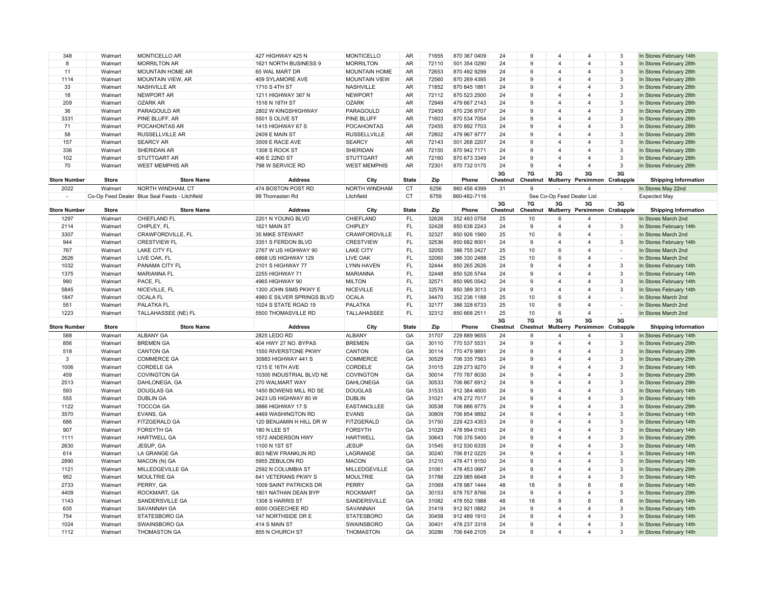| | | | | | | | | | | | | | |
|---|---|---|---|---|---|---|---|---|---|---|---|---|---|
| 348 | Walmart | MONTICELLO AR | 427 HIGHWAY 425 N | MONTICELLO | AR | 71655 | 870 367 0409 | 24 | 9 | 4 | 4 | 3 | In Stores February 14th |
| 8 | Walmart | MORRILTON AR | 1621 NORTH BUSINESS 9 | MORRILTON | AR | 72110 | 501 354 0290 | 24 | 9 | 4 | 4 | 3 | In Stores February 28th |
| 11 | Walmart | MOUNTAIN HOME AR | 65 WAL MART DR | MOUNTAIN HOME | AR | 72653 | 870 492 9299 | 24 | 9 | 4 | 4 | 3 | In Stores February 28th |
| 1114 | Walmart | MOUNTAIN VIEW, AR | 409 SYLAMORE AVE | MOUNTAIN VIEW | AR | 72560 | 870 269 4395 | 24 | 9 | 4 | 4 | 3 | In Stores February 28th |
| 33 | Walmart | NASHVILLE AR | 1710 S 4TH ST | NASHVILLE | AR | 71852 | 870 845 1881 | 24 | 9 | 4 | 4 | 3 | In Stores February 28th |
| 18 | Walmart | NEWPORT AR | 1211 HIGHWAY 367 N | NEWPORT | AR | 72112 | 870 523 2500 | 24 | 9 | 4 | 4 | 3 | In Stores February 28th |
| 209 | Walmart | OZARK AR | 1516 N 18TH ST | OZARK | AR | 72949 | 479 667 2143 | 24 | 9 | 4 | 4 | 3 | In Stores February 28th |
| 36 | Walmart | PARAGOULD AR | 2802 W KINGSHIGHWAY | PARAGOULD | AR | 72450 | 870 236 9707 | 24 | 9 | 4 | 4 | 3 | In Stores February 28th |
| 3331 | Walmart | PINE BLUFF, AR | 5501 S OLIVE ST | PINE BLUFF | AR | 71603 | 870 534 7054 | 24 | 9 | 4 | 4 | 3 | In Stores February 28th |
| 71 | Walmart | POCAHONTAS AR | 1415 HIGHWAY 67 S | POCAHONTAS | AR | 72455 | 870 892 7703 | 24 | 9 | 4 | 4 | 3 | In Stores February 28th |
| 58 | Walmart | RUSSELLVILLE AR | 2409 E MAIN ST | RUSSELLVILLE | AR | 72802 | 479 967 9777 | 24 | 9 | 4 | 4 | 3 | In Stores February 28th |
| 157 | Walmart | SEARCY AR | 3509 E RACE AVE | SEARCY | AR | 72143 | 501 268 2207 | 24 | 9 | 4 | 4 | 3 | In Stores February 28th |
| 336 | Walmart | SHERIDAN AR | 1308 S ROCK ST | SHERIDAN | AR | 72150 | 870 942 7171 | 24 | 9 | 4 | 4 | 3 | In Stores February 28th |
| 102 | Walmart | STUTTGART AR | 406 E 22ND ST | STUTTGART | AR | 72160 | 870 673 3349 | 24 | 9 | 4 | 4 | 3 | In Stores February 28th |
| 70 | Walmart | WEST MEMPHIS AR | 798 W SERVICE RD | WEST MEMPHIS | AR | 72301 | 870 732 0175 | 24 | 9 | 4 | 4 | 3 | In Stores February 28th |

| Store Number | Store | Store Name | Address | City | State | Zip | Phone | 3G Chestnut | 7G Chestnut | 3G Mulberry | 3G Persimmon | 3G Crabapple | Shipping Information |
|---|---|---|---|---|---|---|---|---|---|---|---|---|---|
| 2022 | Walmart | NORTH WINDHAM, CT | 474 BOSTON POST RD | NORTH WINDHAM | CT | 6256 | 860 456 4399 | 31 | 9 | - | 4 | - | In Stores May 22nd |
| - | Co-Op Feed Dealer | Blue Seal Feeds - Litchfield | 99 Thomasten Rd | Litchfield | CT | 6759 | 860-482-7116 | See Co-Op Feed Dealer List | | | | | Expected May |

| Store Number | Store | Store Name | Address | City | State | Zip | Phone | 3G Chestnut | 7G Chestnut | 3G Mulberry | 3G Persimmon | 3G Crabapple | Shipping Information |
|---|---|---|---|---|---|---|---|---|---|---|---|---|---|
| 1297 | Walmart | CHIEFLAND FL | 2201 N YOUNG BLVD | CHIEFLAND | FL | 32626 | 352 493 0758 | 25 | 10 | 6 | 4 | - | In Stores March 2nd |
| 2114 | Walmart | CHIPLEY, FL | 1621 MAIN ST | CHIPLEY | FL | 32428 | 850 638 2243 | 24 | 9 | 4 | 4 | 3 | In Stores February 14th |
| 3307 | Walmart | CRAWFORDVILLE, FL | 35 MIKE STEWART | CRAWFORDVILLE | FL | 32327 | 850 926 1560 | 25 | 10 | 6 | 4 | - | In Stores March 2nd |
| 944 | Walmart | CRESTVIEW FL | 3351 S FERDON BLVD | CRESTVIEW | FL | 32536 | 850 682 8001 | 24 | 9 | 4 | 4 | 3 | In Stores February 14th |
| 767 | Walmart | LAKE CITY FL | 2767 W US HIGHWAY 90 | LAKE CITY | FL | 32055 | 386 755 2427 | 25 | 10 | 6 | 4 | - | In Stores March 2nd |
| 2626 | Walmart | LIVE OAK, FL | 6868 US HIGHWAY 129 | LIVE OAK | FL | 32060 | 386 330 2488 | 25 | 10 | 6 | 4 | - | In Stores March 2nd |
| 1032 | Walmart | PANAMA CITY FL | 2101 S HIGHWAY 77 | LYNN HAVEN | FL | 32444 | 850 265 2626 | 24 | 9 | 4 | 4 | 3 | In Stores February 14th |
| 1375 | Walmart | MARIANNA FL | 2255 HIGHWAY 71 | MARIANNA | FL | 32448 | 850 526 5744 | 24 | 9 | 4 | 4 | 3 | In Stores February 14th |
| 990 | Walmart | PACE, FL | 4965 HIGHWAY 90 | MILTON | FL | 32571 | 850 995 0542 | 24 | 9 | 4 | 4 | 3 | In Stores February 14th |
| 5845 | Walmart | NICEVILLE, FL | 1300 JOHN SIMS PKWY E | NICEVILLE | FL | 32578 | 850 389 3013 | 24 | 9 | 4 | 4 | 3 | In Stores February 14th |
| 1847 | Walmart | OCALA FL | 4980 E SILVER SPRINGS BLVD | OCALA | FL | 34470 | 352 236 1188 | 25 | 10 | 6 | 4 | - | In Stores March 2nd |
| 551 | Walmart | PALATKA FL | 1024 S STATE ROAD 19 | PALATKA | FL | 32177 | 386 328 6733 | 25 | 10 | 6 | 4 | - | In Stores March 2nd |
| 1223 | Walmart | TALLAHASSEE (NE) FL | 5500 THOMASVILLE RD | TALLAHASSEE | FL | 32312 | 850 668 2511 | 25 | 10 | 6 | 4 | - | In Stores March 2nd |

| Store Number | Store | Store Name | Address | City | State | Zip | Phone | 3G Chestnut | 7G Chestnut | 3G Mulberry | 3G Persimmon | 3G Crabapple | Shipping Information |
|---|---|---|---|---|---|---|---|---|---|---|---|---|---|
| 588 | Walmart | ALBANY GA | 2825 LEDO RD | ALBANY | GA | 31707 | 229 889 9655 | 24 | 9 | 4 | 4 | 3 | In Stores February 14th |
| 856 | Walmart | BREMEN GA | 404 HWY 27 NO. BYPAS | BREMEN | GA | 30110 | 770 537 5531 | 24 | 9 | 4 | 4 | 3 | In Stores February 29th |
| 518 | Walmart | CANTON GA | 1550 RIVERSTONE PKWY | CANTON | GA | 30114 | 770 479 9891 | 24 | 9 | 4 | 4 | 3 | In Stores February 29th |
| 3 | Walmart | COMMERCE GA | 30983 HIGHWAY 441 S | COMMERCE | GA | 30529 | 706 335 7563 | 24 | 9 | 4 | 4 | 3 | In Stores February 29th |
| 1006 | Walmart | CORDELE GA | 1215 E 16TH AVE | CORDELE | GA | 31015 | 229 273 9270 | 24 | 9 | 4 | 4 | 3 | In Stores February 14th |
| 459 | Walmart | COVINGTON GA | 10300 INDUSTRIAL BLVD NE | COVINGTON | GA | 30014 | 770 787 8030 | 24 | 9 | 4 | 4 | 3 | In Stores February 29th |
| 2513 | Walmart | DAHLONEGA, GA | 270 WALMART WAY | DAHLONEGA | GA | 30533 | 706 867 6912 | 24 | 9 | 4 | 4 | 3 | In Stores February 29th |
| 593 | Walmart | DOUGLAS GA | 1450 BOWENS MILL RD SE | DOUGLAS | GA | 31533 | 912 384 4600 | 24 | 9 | 4 | 4 | 3 | In Stores February 14th |
| 555 | Walmart | DUBLIN GA | 2423 US HIGHWAY 80 W | DUBLIN | GA | 31021 | 478 272 7017 | 24 | 9 | 4 | 4 | 3 | In Stores February 14th |
| 1122 | Walmart | TOCCOA GA | 3886 HIGHWAY 17 S | EASTANOLLEE | GA | 30538 | 706 886 9775 | 24 | 9 | 4 | 4 | 3 | In Stores February 29th |
| 3570 | Walmart | EVANS, GA | 4469 WASHINGTON RD | EVANS | GA | 30809 | 706 854 9892 | 24 | 9 | 4 | 4 | 3 | In Stores February 14th |
| 686 | Walmart | FITZGERALD GA | 120 BENJAMIN H HILL DR W | FITZGERALD | GA | 31750 | 229 423 4353 | 24 | 9 | 4 | 4 | 3 | In Stores February 14th |
| 907 | Walmart | FORSYTH GA | 180 N LEE ST | FORSYTH | GA | 31029 | 478 994 0163 | 24 | 9 | 4 | 4 | 3 | In Stores February 14th |
| 1111 | Walmart | HARTWELL GA | 1572 ANDERSON HWY | HARTWELL | GA | 30643 | 706 376 5400 | 24 | 9 | 4 | 4 | 3 | In Stores February 29th |
| 2630 | Walmart | JESUP, GA | 1100 N 1ST ST | JESUP | GA | 31545 | 912 530 6335 | 24 | 9 | 4 | 4 | 3 | In Stores February 14th |
| 614 | Walmart | LA GRANGE GA | 803 NEW FRANKLIN RD | LAGRANGE | GA | 30240 | 706 812 0225 | 24 | 9 | 4 | 4 | 3 | In Stores February 14th |
| 2890 | Walmart | MACON (N) GA | 5955 ZEBULON RD | MACON | GA | 31210 | 478 471 9150 | 24 | 9 | 4 | 4 | 3 | In Stores February 14th |
| 1121 | Walmart | MILLEDGEVILLE GA | 2592 N COLUMBIA ST | MILLEDGEVILLE | GA | 31061 | 478 453 0667 | 24 | 9 | 4 | 4 | 3 | In Stores February 29th |
| 952 | Walmart | MOULTRIE GA | 641 VETERANS PKWY S | MOULTRIE | GA | 31788 | 229 985 6648 | 24 | 9 | 4 | 4 | 3 | In Stores February 14th |
| 2733 | Walmart | PERRY, GA | 1009 SAINT PATRICKS DR | PERRY | GA | 31069 | 478 987 1444 | 48 | 18 | 8 | 8 | 6 | In Stores February 14th |
| 4409 | Walmart | ROCKMART, GA | 1801 NATHAN DEAN BYP | ROCKMART | GA | 30153 | 678 757 8766 | 24 | 9 | 4 | 4 | 3 | In Stores February 29th |
| 1143 | Walmart | SANDERSVILLE GA | 1308 S HARRIS ST | SANDERSVILLE | GA | 31082 | 478 552 1988 | 48 | 18 | 8 | 8 | 6 | In Stores February 14th |
| 635 | Walmart | SAVANNAH GA | 6000 OGEECHEE RD | SAVANNAH | GA | 31419 | 912 921 0882 | 24 | 9 | 4 | 4 | 3 | In Stores February 14th |
| 754 | Walmart | STATESBORO GA | 147 NORTHSIDE DR E | STATESBORO | GA | 30458 | 912 489 1910 | 24 | 9 | 4 | 4 | 3 | In Stores February 14th |
| 1024 | Walmart | SWAINSBORO GA | 414 S MAIN ST | SWAINSBORO | GA | 30401 | 478 237 3318 | 24 | 9 | 4 | 4 | 3 | In Stores February 14th |
| 1112 | Walmart | THOMASTON GA | 855 N CHURCH ST | THOMASTON | GA | 30286 | 706 648 2105 | 24 | 9 | 4 | 4 | 3 | In Stores February 14th |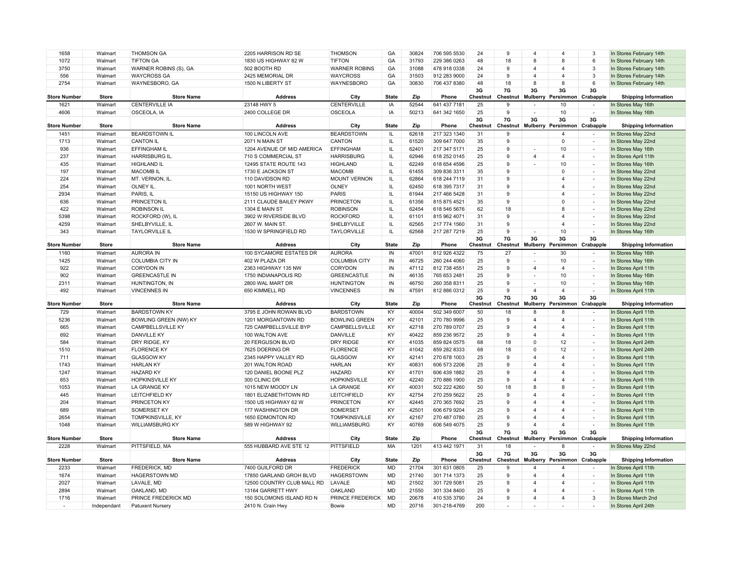| Store Number | Store | Store Name | Address | City | State | Zip | Phone | 3G Chestnut | 7G Chestnut | 3G Mulberry | 3G Persimmon | 3G Crabapple | Shipping Information |
|---|---|---|---|---|---|---|---|---|---|---|---|---|---|
| 1658 | Walmart | THOMSON GA | 2205 HARRISON RD SE | THOMSON | GA | 30824 | 706 595 5530 | 24 | 9 | 4 | 4 | 3 | In Stores February 14th |
| 1072 | Walmart | TIFTON GA | 1830 US HIGHWAY 82 W | TIFTON | GA | 31793 | 229 386 0263 | 48 | 18 | 8 | 8 | 6 | In Stores February 14th |
| 3750 | Walmart | WARNER ROBINS (S), GA | 502 BOOTH RD | WARNER ROBINS | GA | 31088 | 478 918 0338 | 24 | 9 | 4 | 4 | 3 | In Stores February 14th |
| 556 | Walmart | WAYCROSS GA | 2425 MEMORIAL DR | WAYCROSS | GA | 31503 | 912 283 9000 | 24 | 9 | 4 | 4 | 3 | In Stores February 14th |
| 2754 | Walmart | WAYNESBORO, GA | 1500 N LIBERTY ST | WAYNESBORO | GA | 30830 | 706 437 8380 | 48 | 18 | 8 | 8 | 6 | In Stores February 14th |

| Store Number | Store | Store Name | Address | City | State | Zip | Phone | 3G Chestnut | 7G Chestnut | 3G Mulberry | 3G Persimmon | 3G Crabapple | Shipping Information |
|---|---|---|---|---|---|---|---|---|---|---|---|---|---|
| 1621 | Walmart | CENTERVILLE IA | 23148 HWY 5 | CENTERVILLE | IA | 52544 | 641 437 7181 | 25 | 9 | - | 10 | - | In Stores May 16th |
| 4606 | Walmart | OSCEOLA, IA | 2400 COLLEGE DR | OSCEOLA | IA | 50213 | 641 342 1650 | 25 | 9 | - | 10 | - | In Stores May 16th |

| Store Number | Store | Store Name | Address | City | State | Zip | Phone | 3G Chestnut | 7G Chestnut | 3G Mulberry | 3G Persimmon | 3G Crabapple | Shipping Information |
|---|---|---|---|---|---|---|---|---|---|---|---|---|---|
| 1451 | Walmart | BEARDSTOWN IL | 100 LINCOLN AVE | BEARDSTOWN | IL | 62618 | 217 323 1340 | 31 | 9 | | 4 | - | In Stores May 22nd |
| 1713 | Walmart | CANTON IL | 2071 N MAIN ST | CANTON | IL | 61520 | 309 647 7000 | 35 | 9 | | 0 | - | In Stores May 22nd |
| 936 | Walmart | EFFINGHAM IL | 1204 AVENUE OF MID AMERICA | EFFINGHAM | IL | 62401 | 217 347 5171 | 25 | 9 | - | 10 | - | In Stores May 16th |
| 237 | Walmart | HARRISBURG IL. | 710 S COMMERCIAL ST | HARRISBURG | IL | 62946 | 618 252 0145 | 25 | 9 | 4 | 4 | - | In Stores April 11th |
| 435 | Walmart | HIGHLAND IL | 12495 STATE ROUTE 143 | HIGHLAND | IL | 62249 | 618 654 4596 | 25 | 9 | - | 10 | - | In Stores May 16th |
| 197 | Walmart | MACOMB IL | 1730 E JACKSON ST | MACOMB | IL | 61455 | 309 836 3311 | 35 | 9 | | 0 | - | In Stores May 22nd |
| 224 | Walmart | MT. VERNON, IL. | 110 DAVIDSON RD | MOUNT VERNON | IL | 62864 | 618 244 7119 | 31 | 9 | | 4 | - | In Stores May 22nd |
| 254 | Walmart | OLNEY IL. | 1001 NORTH WEST | OLNEY | IL | 62450 | 618 395 7317 | 31 | 9 | | 4 | - | In Stores May 22nd |
| 2934 | Walmart | PARIS, IL | 15150 US HIGHWAY 150 | PARIS | IL | 61944 | 217 466 5428 | 31 | 9 | | 4 | - | In Stores May 22nd |
| 636 | Walmart | PRINCETON IL | 2111 CLAUDE BAILEY PKWY | PRINCETON | IL | 61356 | 815 875 4521 | 35 | 9 | | 0 | - | In Stores May 22nd |
| 422 | Walmart | ROBINSON IL | 1304 E MAIN ST | ROBINSON | IL | 62454 | 618 546 5676 | 62 | 18 | | 8 | - | In Stores May 22nd |
| 5398 | Walmart | ROCKFORD (W), IL | 3902 W RIVERSIDE BLVD | ROCKFORD | IL | 61101 | 815 962 4071 | 31 | 9 | | 4 | - | In Stores May 22nd |
| 4259 | Walmart | SHELBYVILLE, IL | 2607 W. MAIN ST. | SHELBYVILLE | IL | 62565 | 217 774 1560 | 31 | 9 | | 4 | - | In Stores May 22nd |
| 343 | Walmart | TAYLORVILLE IL | 1530 W SPRINGFIELD RD | TAYLORVILLE | IL | 62568 | 217 287 7219 | 25 | 9 | - | 10 | - | In Stores May 16th |

| Store Number | Store | Store Name | Address | City | State | Zip | Phone | 3G Chestnut | 7G Chestnut | 3G Mulberry | 3G Persimmon | 3G Crabapple | Shipping Information |
|---|---|---|---|---|---|---|---|---|---|---|---|---|---|
| 1160 | Walmart | AURORA IN | 100 SYCAMORE ESTATES DR | AURORA | IN | 47001 | 812 926 4322 | 75 | 27 | - | 30 | - | In Stores May 16th |
| 1425 | Walmart | COLUMBIA CITY IN | 402 W PLAZA DR | COLUMBIA CITY | IN | 46725 | 260 244 4060 | 25 | 9 | - | 10 | - | In Stores May 16th |
| 922 | Walmart | CORYDON IN | 2363 HIGHWAY 135 NW | CORYDON | IN | 47112 | 812 738 4551 | 25 | 9 | 4 | 4 | - | In Stores April 11th |
| 902 | Walmart | GREENCASTLE IN | 1750 INDIANAPOLIS RD | GREENCASTLE | IN | 46135 | 765 653 2481 | 25 | 9 | - | 10 | - | In Stores May 16th |
| 2311 | Walmart | HUNTINGTON, IN | 2800 WAL MART DR | HUNTINGTON | IN | 46750 | 260 358 8311 | 25 | 9 | - | 10 | - | In Stores May 16th |
| 492 | Walmart | VINCENNES IN | 650 KIMMELL RD | VINCENNES | IN | 47591 | 812 886 0312 | 25 | 9 | 4 | 4 | - | In Stores April 11th |

| Store Number | Store | Store Name | Address | City | State | Zip | Phone | 3G Chestnut | 7G Chestnut | 3G Mulberry | 3G Persimmon | 3G Crabapple | Shipping Information |
|---|---|---|---|---|---|---|---|---|---|---|---|---|---|
| 729 | Walmart | BARDSTOWN KY | 3795 E JOHN ROWAN BLVD | BARDSTOWN | KY | 40004 | 502 349 6007 | 50 | 18 | 8 | 8 | - | In Stores April 11th |
| 5236 | Walmart | BOWLING GREEN (NW) KY | 1201 MORGANTOWN RD | BOWLING GREEN | KY | 42101 | 270 780 9996 | 25 | 9 | 4 | 4 | - | In Stores April 11th |
| 665 | Walmart | CAMPBELLSVILLE KY | 725 CAMPBELLSVILLE BYP | CAMPBELLSVILLE | KY | 42718 | 270 789 0707 | 25 | 9 | 4 | 4 | - | In Stores April 11th |
| 692 | Walmart | DANVILLE KY | 100 WALTON AVE | DANVILLE | KY | 40422 | 859 236 9572 | 25 | 9 | 4 | 4 | - | In Stores April 11th |
| 584 | Walmart | DRY RIDGE, KY | 20 FERGUSON BLVD | DRY RIDGE | KY | 41035 | 859 824 0575 | 68 | 18 | 0 | 12 | - | In Stores April 24th |
| 1510 | Walmart | FLORENCE KY | 7625 DOERING DR | FLORENCE | KY | 41042 | 859 282 8333 | 68 | 18 | 0 | 12 | - | In Stores April 24th |
| 711 | Walmart | GLASGOW KY | 2345 HAPPY VALLEY RD | GLASGOW | KY | 42141 | 270 678 1003 | 25 | 9 | 4 | 4 | - | In Stores April 11th |
| 1743 | Walmart | HARLAN KY | 201 WALTON ROAD | HARLAN | KY | 40831 | 606 573 2206 | 25 | 9 | 4 | 4 | - | In Stores April 11th |
| 1247 | Walmart | HAZARD KY | 120 DANIEL BOONE PLZ | HAZARD | KY | 41701 | 606 439 1882 | 25 | 9 | 4 | 4 | - | In Stores April 11th |
| 653 | Walmart | HOPKINSVILLE KY | 300 CLINIC DR | HOPKINSVILLE | KY | 42240 | 270 886 1900 | 25 | 9 | 4 | 4 | - | In Stores April 11th |
| 1053 | Walmart | LA GRANGE KY | 1015 NEW MOODY LN | LA GRANGE | KY | 40031 | 502 222 4260 | 50 | 18 | 8 | 8 | - | In Stores April 11th |
| 445 | Walmart | LEITCHFIELD KY | 1801 ELIZABETHTOWN RD | LEITCHFIELD | KY | 42754 | 270 259 5622 | 25 | 9 | 4 | 4 | - | In Stores April 11th |
| 204 | Walmart | PRINCETON KY | 1500 US HIGHWAY 62 W | PRINCETON | KY | 42445 | 270 365 7692 | 25 | 9 | 4 | 4 | - | In Stores April 11th |
| 689 | Walmart | SOMERSET KY | 177 WASHINGTON DR | SOMERSET | KY | 42501 | 606 679 9204 | 25 | 9 | 4 | 4 | - | In Stores April 11th |
| 2654 | Walmart | TOMPKINSVILLE, KY | 1650 EDMONTON RD | TOMPKINSVILLE | KY | 42167 | 270 487 0780 | 25 | 9 | 4 | 4 | - | In Stores April 11th |
| 1048 | Walmart | WILLIAMSBURG KY | 589 W HIGHWAY 92 | WILLIAMSBURG | KY | 40769 | 606 549 4075 | 25 | 9 | 4 | 4 | - | In Stores April 11th |

| Store Number | Store | Store Name | Address | City | State | Zip | Phone | 3G Chestnut | 7G Chestnut | 3G Mulberry | 3G Persimmon | 3G Crabapple | Shipping Information |
|---|---|---|---|---|---|---|---|---|---|---|---|---|---|
| 2228 | Walmart | PITTSFIELD, MA | 555 HUBBARD AVE STE 12 | PITTSFIELD | MA | 1201 | 413 442 1971 | 31 | 18 | - | 8 | - | In Stores May 22nd |

| Store Number | Store | Store Name | Address | City | State | Zip | Phone | 3G Chestnut | 7G Chestnut | 3G Mulberry | 3G Persimmon | 3G Crabapple | Shipping Information |
|---|---|---|---|---|---|---|---|---|---|---|---|---|---|
| 2233 | Walmart | FREDERICK, MD | 7400 GUILFORD DR | FREDERICK | MD | 21704 | 301 631 0805 | 25 | 9 | 4 | 4 | - | In Stores April 11th |
| 1674 | Walmart | HAGERSTOWN MD | 17850 GARLAND GROH BLVD | HAGERSTOWN | MD | 21740 | 301 714 1373 | 25 | 9 | 4 | 4 | - | In Stores April 11th |
| 2027 | Walmart | LAVALE, MD | 12500 COUNTRY CLUB MALL RD | LAVALE | MD | 21502 | 301 729 5081 | 25 | 9 | 4 | 4 | - | In Stores April 11th |
| 2894 | Walmart | OAKLAND, MD | 13164 GARRETT HWY | OAKLAND | MD | 21550 | 301 334 8400 | 25 | 9 | 4 | 4 | - | In Stores April 11th |
| 1716 | Walmart | PRINCE FREDERICK MD | 150 SOLOMONS ISLAND RD N | PRINCE FREDERICK | MD | 20678 | 410 535 3790 | 24 | 9 | 4 | 4 | 3 | In Stores March 2nd |
| - | Independant | Patuxent Nursery | 2410 N. Crain Hwy | Bowie | MD | 20716 | 301-218-4769 | 200 | - | - | - | - | In Stores April 24th |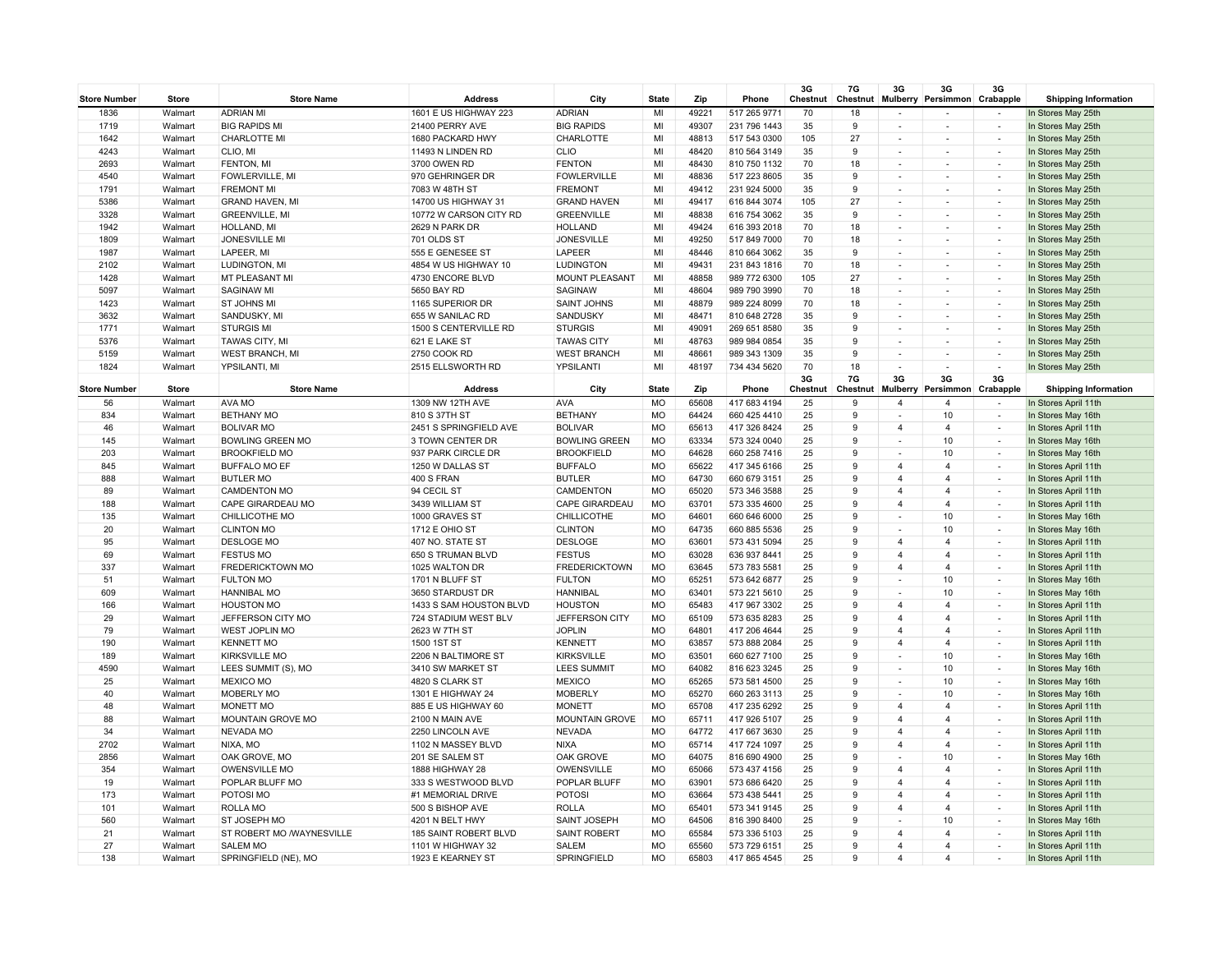| Store Number | Store | Store Name | Address | City | State | Zip | Phone | 3G Chestnut | 7G Chestnut | 3G Mulberry | 3G Persimmon | 3G Crabapple | Shipping Information |
|---|---|---|---|---|---|---|---|---|---|---|---|---|---|
| 1836 | Walmart | ADRIAN MI | 1601 E US HIGHWAY 223 | ADRIAN | MI | 49221 | 517 265 9771 | 70 | 18 | - | - | - | In Stores May 25th |
| 1719 | Walmart | BIG RAPIDS MI | 21400 PERRY AVE | BIG RAPIDS | MI | 49307 | 231 796 1443 | 35 | 9 | - | - | - | In Stores May 25th |
| 1642 | Walmart | CHARLOTTE MI | 1680 PACKARD HWY | CHARLOTTE | MI | 48813 | 517 543 0300 | 105 | 27 | - | - | - | In Stores May 25th |
| 4243 | Walmart | CLIO, MI | 11493 N LINDEN RD | CLIO | MI | 48420 | 810 564 3149 | 35 | 9 | - | - | - | In Stores May 25th |
| 2693 | Walmart | FENTON, MI | 3700 OWEN RD | FENTON | MI | 48430 | 810 750 1132 | 70 | 18 | - | - | - | In Stores May 25th |
| 4540 | Walmart | FOWLERVILLE, MI | 970 GEHRINGER DR | FOWLERVILLE | MI | 48836 | 517 223 8605 | 35 | 9 | - | - | - | In Stores May 25th |
| 1791 | Walmart | FREMONT MI | 7083 W 48TH ST | FREMONT | MI | 49412 | 231 924 5000 | 35 | 9 | - | - | - | In Stores May 25th |
| 5386 | Walmart | GRAND HAVEN, MI | 14700 US HIGHWAY 31 | GRAND HAVEN | MI | 49417 | 616 844 3074 | 105 | 27 | - | - | - | In Stores May 25th |
| 3328 | Walmart | GREENVILLE, MI | 10772 W CARSON CITY RD | GREENVILLE | MI | 48838 | 616 754 3062 | 35 | 9 | - | - | - | In Stores May 25th |
| 1942 | Walmart | HOLLAND, MI | 2629 N PARK DR | HOLLAND | MI | 49424 | 616 393 2018 | 70 | 18 | - | - | - | In Stores May 25th |
| 1809 | Walmart | JONESVILLE MI | 701 OLDS ST | JONESVILLE | MI | 49250 | 517 849 7000 | 70 | 18 | - | - | - | In Stores May 25th |
| 1987 | Walmart | LAPEER, MI | 555 E GENESEE ST | LAPEER | MI | 48446 | 810 664 3062 | 35 | 9 | - | - | - | In Stores May 25th |
| 2102 | Walmart | LUDINGTON, MI | 4854 W US HIGHWAY 10 | LUDINGTON | MI | 49431 | 231 843 1816 | 70 | 18 | - | - | - | In Stores May 25th |
| 1428 | Walmart | MT PLEASANT MI | 4730 ENCORE BLVD | MOUNT PLEASANT | MI | 48858 | 989 772 6300 | 105 | 27 | - | - | - | In Stores May 25th |
| 5097 | Walmart | SAGINAW MI | 5650 BAY RD | SAGINAW | MI | 48604 | 989 790 3990 | 70 | 18 | - | - | - | In Stores May 25th |
| 1423 | Walmart | ST JOHNS MI | 1165 SUPERIOR DR | SAINT JOHNS | MI | 48879 | 989 224 8099 | 70 | 18 | - | - | - | In Stores May 25th |
| 3632 | Walmart | SANDUSKY, MI | 655 W SANILAC RD | SANDUSKY | MI | 48471 | 810 648 2728 | 35 | 9 | - | - | - | In Stores May 25th |
| 1771 | Walmart | STURGIS MI | 1500 S CENTERVILLE RD | STURGIS | MI | 49091 | 269 651 8580 | 35 | 9 | - | - | - | In Stores May 25th |
| 5376 | Walmart | TAWAS CITY, MI | 621 E LAKE ST | TAWAS CITY | MI | 48763 | 989 984 0854 | 35 | 9 | - | - | - | In Stores May 25th |
| 5159 | Walmart | WEST BRANCH, MI | 2750 COOK RD | WEST BRANCH | MI | 48661 | 989 343 1309 | 35 | 9 | - | - | - | In Stores May 25th |
| 1824 | Walmart | YPSILANTI, MI | 2515 ELLSWORTH RD | YPSILANTI | MI | 48197 | 734 434 5620 | 70 | 18 | - | - | - | In Stores May 25th |

| Store Number | Store | Store Name | Address | City | State | Zip | Phone | 3G Chestnut | 7G Chestnut | 3G Mulberry | 3G Persimmon | 3G Crabapple | Shipping Information |
|---|---|---|---|---|---|---|---|---|---|---|---|---|---|
| 56 | Walmart | AVA MO | 1309 NW 12TH AVE | AVA | MO | 65608 | 417 683 4194 | 25 | 9 | 4 | 4 | - | In Stores April 11th |
| 834 | Walmart | BETHANY MO | 810 S 37TH ST | BETHANY | MO | 64424 | 660 425 4410 | 25 | 9 | - | 10 | - | In Stores May 16th |
| 46 | Walmart | BOLIVAR MO | 2451 S SPRINGFIELD AVE | BOLIVAR | MO | 65613 | 417 326 8424 | 25 | 9 | 4 | 4 | - | In Stores April 11th |
| 145 | Walmart | BOWLING GREEN MO | 3 TOWN CENTER DR | BOWLING GREEN | MO | 63334 | 573 324 0040 | 25 | 9 | - | 10 | - | In Stores May 16th |
| 203 | Walmart | BROOKFIELD MO | 937 PARK CIRCLE DR | BROOKFIELD | MO | 64628 | 660 258 7416 | 25 | 9 | - | 10 | - | In Stores May 16th |
| 845 | Walmart | BUFFALO MO EF | 1250 W DALLAS ST | BUFFALO | MO | 65622 | 417 345 6166 | 25 | 9 | 4 | 4 | - | In Stores April 11th |
| 888 | Walmart | BUTLER MO | 400 S FRAN | BUTLER | MO | 64730 | 660 679 3151 | 25 | 9 | 4 | 4 | - | In Stores April 11th |
| 89 | Walmart | CAMDENTON MO | 94 CECIL ST | CAMDENTON | MO | 65020 | 573 346 3588 | 25 | 9 | 4 | 4 | - | In Stores April 11th |
| 188 | Walmart | CAPE GIRARDEAU MO | 3439 WILLIAM ST | CAPE GIRARDEAU | MO | 63701 | 573 335 4600 | 25 | 9 | 4 | 4 | - | In Stores April 11th |
| 135 | Walmart | CHILLICOTHE MO | 1000 GRAVES ST | CHILLICOTHE | MO | 64601 | 660 646 6000 | 25 | 9 | - | 10 | - | In Stores May 16th |
| 20 | Walmart | CLINTON MO | 1712 E OHIO ST | CLINTON | MO | 64735 | 660 885 5536 | 25 | 9 | - | 10 | - | In Stores May 16th |
| 95 | Walmart | DESLOGE MO | 407 NO. STATE ST | DESLOGE | MO | 63601 | 573 431 5094 | 25 | 9 | 4 | 4 | - | In Stores April 11th |
| 69 | Walmart | FESTUS MO | 650 S TRUMAN BLVD | FESTUS | MO | 63028 | 636 937 8441 | 25 | 9 | 4 | 4 | - | In Stores April 11th |
| 337 | Walmart | FREDERICKTOWN MO | 1025 WALTON DR | FREDERICKTOWN | MO | 63645 | 573 783 5581 | 25 | 9 | 4 | 4 | - | In Stores April 11th |
| 51 | Walmart | FULTON MO | 1701 N BLUFF ST | FULTON | MO | 65251 | 573 642 6877 | 25 | 9 | - | 10 | - | In Stores May 16th |
| 609 | Walmart | HANNIBAL MO | 3650 STARDUST DR | HANNIBAL | MO | 63401 | 573 221 5610 | 25 | 9 | - | 10 | - | In Stores May 16th |
| 166 | Walmart | HOUSTON MO | 1433 S SAM HOUSTON BLVD | HOUSTON | MO | 65483 | 417 967 3302 | 25 | 9 | 4 | 4 | - | In Stores April 11th |
| 29 | Walmart | JEFFERSON CITY MO | 724 STADIUM WEST BLV | JEFFERSON CITY | MO | 65109 | 573 635 8283 | 25 | 9 | 4 | 4 | - | In Stores April 11th |
| 79 | Walmart | WEST JOPLIN MO | 2623 W 7TH ST | JOPLIN | MO | 64801 | 417 206 4644 | 25 | 9 | 4 | 4 | - | In Stores April 11th |
| 190 | Walmart | KENNETT MO | 1500 1ST ST | KENNETT | MO | 63857 | 573 888 2084 | 25 | 9 | 4 | 4 | - | In Stores April 11th |
| 189 | Walmart | KIRKSVILLE MO | 2206 N BALTIMORE ST | KIRKSVILLE | MO | 63501 | 660 627 7100 | 25 | 9 | - | 10 | - | In Stores May 16th |
| 4590 | Walmart | LEES SUMMIT (S), MO | 3410 SW MARKET ST | LEES SUMMIT | MO | 64082 | 816 623 3245 | 25 | 9 | - | 10 | - | In Stores May 16th |
| 25 | Walmart | MEXICO MO | 4820 S CLARK ST | MEXICO | MO | 65265 | 573 581 4500 | 25 | 9 | - | 10 | - | In Stores May 16th |
| 40 | Walmart | MOBERLY MO | 1301 E HIGHWAY 24 | MOBERLY | MO | 65270 | 660 263 3113 | 25 | 9 | - | 10 | - | In Stores May 16th |
| 48 | Walmart | MONETT MO | 885 E US HIGHWAY 60 | MONETT | MO | 65708 | 417 235 6292 | 25 | 9 | 4 | 4 | - | In Stores April 11th |
| 88 | Walmart | MOUNTAIN GROVE MO | 2100 N MAIN AVE | MOUNTAIN GROVE | MO | 65711 | 417 926 5107 | 25 | 9 | 4 | 4 | - | In Stores April 11th |
| 34 | Walmart | NEVADA MO | 2250 LINCOLN AVE | NEVADA | MO | 64772 | 417 667 3630 | 25 | 9 | 4 | 4 | - | In Stores April 11th |
| 2702 | Walmart | NIXA, MO | 1102 N MASSEY BLVD | NIXA | MO | 65714 | 417 724 1097 | 25 | 9 | 4 | 4 | - | In Stores April 11th |
| 2856 | Walmart | OAK GROVE, MO | 201 SE SALEM ST | OAK GROVE | MO | 64075 | 816 690 4900 | 25 | 9 | - | 10 | - | In Stores May 16th |
| 354 | Walmart | OWENSVILLE MO | 1888 HIGHWAY 28 | OWENSVILLE | MO | 65066 | 573 437 4156 | 25 | 9 | 4 | 4 | - | In Stores April 11th |
| 19 | Walmart | POPLAR BLUFF MO | 333 S WESTWOOD BLVD | POPLAR BLUFF | MO | 63901 | 573 686 6420 | 25 | 9 | 4 | 4 | - | In Stores April 11th |
| 173 | Walmart | POTOSI MO | #1 MEMORIAL DRIVE | POTOSI | MO | 63664 | 573 438 5441 | 25 | 9 | 4 | 4 | - | In Stores April 11th |
| 101 | Walmart | ROLLA MO | 500 S BISHOP AVE | ROLLA | MO | 65401 | 573 341 9145 | 25 | 9 | 4 | 4 | - | In Stores April 11th |
| 560 | Walmart | ST JOSEPH MO | 4201 N BELT HWY | SAINT JOSEPH | MO | 64506 | 816 390 8400 | 25 | 9 | - | 10 | - | In Stores May 16th |
| 21 | Walmart | ST ROBERT MO /WAYNESVILLE | 185 SAINT ROBERT BLVD | SAINT ROBERT | MO | 65584 | 573 336 5103 | 25 | 9 | 4 | 4 | - | In Stores April 11th |
| 27 | Walmart | SALEM MO | 1101 W HIGHWAY 32 | SALEM | MO | 65560 | 573 729 6151 | 25 | 9 | 4 | 4 | - | In Stores April 11th |
| 138 | Walmart | SPRINGFIELD (NE), MO | 1923 E KEARNEY ST | SPRINGFIELD | MO | 65803 | 417 865 4545 | 25 | 9 | 4 | 4 | - | In Stores April 11th |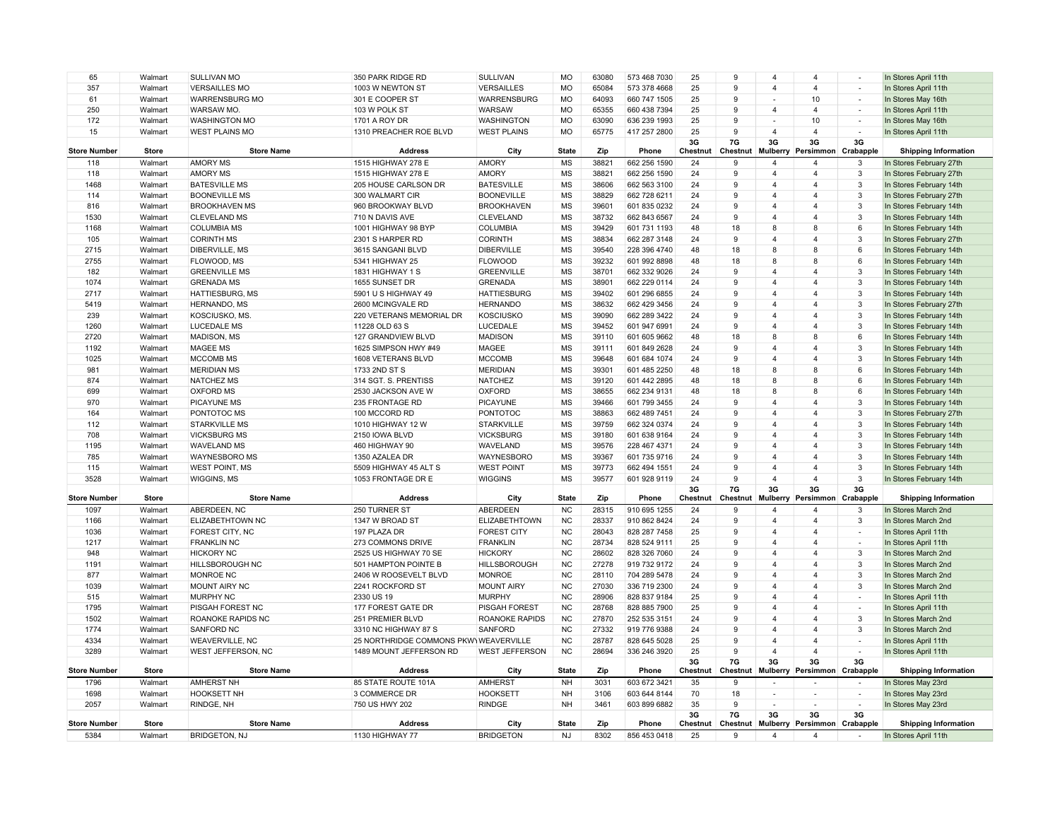| 65 | Walmart | SULLIVAN MO | 350 PARK RIDGE RD | SULLIVAN | MO | 63080 | 573 468 7030 | 25 | 9 | 4 | 4 | - | In Stores April 11th |
|---|---|---|---|---|---|---|---|---|---|---|---|---|---|
| 357 | Walmart | VERSAILLES MO | 1003 W NEWTON ST | VERSAILLES | MO | 65084 | 573 378 4668 | 25 | 9 | 4 | 4 | - | In Stores April 11th |
| 61 | Walmart | WARRENSBURG MO | 301 E COOPER ST | WARRENSBURG | MO | 64093 | 660 747 1505 | 25 | 9 | - | 10 | - | In Stores May 16th |
| 250 | Walmart | WARSAW MO. | 103 W POLK ST | WARSAW | MO | 65355 | 660 438 7394 | 25 | 9 | 4 | 4 | - | In Stores April 11th |
| 172 | Walmart | WASHINGTON MO | 1701 A ROY DR | WASHINGTON | MO | 63090 | 636 239 1993 | 25 | 9 | - | 10 | - | In Stores May 16th |
| 15 | Walmart | WEST PLAINS MO | 1310 PREACHER ROE BLVD | WEST PLAINS | MO | 65775 | 417 257 2800 | 25 | 9 | 4 | 4 | - | In Stores April 11th |

| Store Number | Store | Store Name | Address | City | State | Zip | Phone | 3G Chestnut | 7G Chestnut | 3G Mulberry | 3G Persimmon | 3G Crabapple | Shipping Information |
|---|---|---|---|---|---|---|---|---|---|---|---|---|---|
| 118 | Walmart | AMORY MS | 1515 HIGHWAY 278 E | AMORY | MS | 38821 | 662 256 1590 | 24 | 9 | 4 | 4 | 3 | In Stores February 27th |
| 118 | Walmart | AMORY MS | 1515 HIGHWAY 278 E | AMORY | MS | 38821 | 662 256 1590 | 24 | 9 | 4 | 4 | 3 | In Stores February 27th |
| 1468 | Walmart | BATESVILLE MS | 205 HOUSE CARLSON DR | BATESVILLE | MS | 38606 | 662 563 3100 | 24 | 9 | 4 | 4 | 3 | In Stores February 14th |
| 114 | Walmart | BOONEVILLE MS | 300 WALMART CIR | BOONEVILLE | MS | 38829 | 662 728 6211 | 24 | 9 | 4 | 4 | 3 | In Stores February 27th |
| 816 | Walmart | BROOKHAVEN MS | 960 BROOKWAY BLVD | BROOKHAVEN | MS | 39601 | 601 835 0232 | 24 | 9 | 4 | 4 | 3 | In Stores February 14th |
| 1530 | Walmart | CLEVELAND MS | 710 N DAVIS AVE | CLEVELAND | MS | 38732 | 662 843 6567 | 24 | 9 | 4 | 4 | 3 | In Stores February 14th |
| 1168 | Walmart | COLUMBIA MS | 1001 HIGHWAY 98 BYP | COLUMBIA | MS | 39429 | 601 731 1193 | 48 | 18 | 8 | 8 | 6 | In Stores February 14th |
| 105 | Walmart | CORINTH MS | 2301 S HARPER RD | CORINTH | MS | 38834 | 662 287 3148 | 24 | 9 | 4 | 4 | 3 | In Stores February 27th |
| 2715 | Walmart | DIBERVILLE, MS | 3615 SANGANI BLVD | DIBERVILLE | MS | 39540 | 228 396 4740 | 48 | 18 | 8 | 8 | 6 | In Stores February 14th |
| 2755 | Walmart | FLOWOOD, MS | 5341 HIGHWAY 25 | FLOWOOD | MS | 39232 | 601 992 8898 | 48 | 18 | 8 | 8 | 6 | In Stores February 14th |
| 182 | Walmart | GREENVILLE MS | 1831 HIGHWAY 1 S | GREENVILLE | MS | 38701 | 662 332 9026 | 24 | 9 | 4 | 4 | 3 | In Stores February 14th |
| 1074 | Walmart | GRENADA MS | 1655 SUNSET DR | GRENADA | MS | 38901 | 662 229 0114 | 24 | 9 | 4 | 4 | 3 | In Stores February 14th |
| 2717 | Walmart | HATTIESBURG, MS | 5901 U S HIGHWAY 49 | HATTIESBURG | MS | 39402 | 601 296 6855 | 24 | 9 | 4 | 4 | 3 | In Stores February 14th |
| 5419 | Walmart | HERNANDO, MS | 2600 MCINGVALE RD | HERNANDO | MS | 38632 | 662 429 3456 | 24 | 9 | 4 | 4 | 3 | In Stores February 27th |
| 239 | Walmart | KOSCIUSKO, MS. | 220 VETERANS MEMORIAL DR | KOSCIUSKO | MS | 39090 | 662 289 3422 | 24 | 9 | 4 | 4 | 3 | In Stores February 14th |
| 1260 | Walmart | LUCEDALE MS | 11228 OLD 63 S | LUCEDALE | MS | 39452 | 601 947 6991 | 24 | 9 | 4 | 4 | 3 | In Stores February 14th |
| 2720 | Walmart | MADISON, MS | 127 GRANDVIEW BLVD | MADISON | MS | 39110 | 601 605 9662 | 48 | 18 | 8 | 8 | 6 | In Stores February 14th |
| 1192 | Walmart | MAGEE MS | 1625 SIMPSON HWY #49 | MAGEE | MS | 39111 | 601 849 2628 | 24 | 9 | 4 | 4 | 3 | In Stores February 14th |
| 1025 | Walmart | MCCOMB MS | 1608 VETERANS BLVD | MCCOMB | MS | 39648 | 601 684 1074 | 24 | 9 | 4 | 4 | 3 | In Stores February 14th |
| 981 | Walmart | MERIDIAN MS | 1733 2ND ST S | MERIDIAN | MS | 39301 | 601 485 2250 | 48 | 18 | 8 | 8 | 6 | In Stores February 14th |
| 874 | Walmart | NATCHEZ MS | 314 SGT. S. PRENTISS | NATCHEZ | MS | 39120 | 601 442 2895 | 48 | 18 | 8 | 8 | 6 | In Stores February 14th |
| 699 | Walmart | OXFORD MS | 2530 JACKSON AVE W | OXFORD | MS | 38655 | 662 234 9131 | 48 | 18 | 8 | 8 | 6 | In Stores February 14th |
| 970 | Walmart | PICAYUNE MS | 235 FRONTAGE RD | PICAYUNE | MS | 39466 | 601 799 3455 | 24 | 9 | 4 | 4 | 3 | In Stores February 14th |
| 164 | Walmart | PONTOTOC MS | 100 MCCORD RD | PONTOTOC | MS | 38863 | 662 489 7451 | 24 | 9 | 4 | 4 | 3 | In Stores February 27th |
| 112 | Walmart | STARKVILLE MS | 1010 HIGHWAY 12 W | STARKVILLE | MS | 39759 | 662 324 0374 | 24 | 9 | 4 | 4 | 3 | In Stores February 14th |
| 708 | Walmart | VICKSBURG MS | 2150 IOWA BLVD | VICKSBURG | MS | 39180 | 601 638 9164 | 24 | 9 | 4 | 4 | 3 | In Stores February 14th |
| 1195 | Walmart | WAVELAND MS | 460 HIGHWAY 90 | WAVELAND | MS | 39576 | 228 467 4371 | 24 | 9 | 4 | 4 | 3 | In Stores February 14th |
| 785 | Walmart | WAYNESBORO MS | 1350 AZALEA DR | WAYNESBORO | MS | 39367 | 601 735 9716 | 24 | 9 | 4 | 4 | 3 | In Stores February 14th |
| 115 | Walmart | WEST POINT, MS | 5509 HIGHWAY 45 ALT S | WEST POINT | MS | 39773 | 662 494 1551 | 24 | 9 | 4 | 4 | 3 | In Stores February 14th |
| 3528 | Walmart | WIGGINS, MS | 1053 FRONTAGE DR E | WIGGINS | MS | 39577 | 601 928 9119 | 24 | 9 | 4 | 4 | 3 | In Stores February 14th |

| Store Number | Store | Store Name | Address | City | State | Zip | Phone | 3G Chestnut | 7G Chestnut | 3G Mulberry | 3G Persimmon | 3G Crabapple | Shipping Information |
|---|---|---|---|---|---|---|---|---|---|---|---|---|---|
| 1097 | Walmart | ABERDEEN, NC | 250 TURNER ST | ABERDEEN | NC | 28315 | 910 695 1255 | 24 | 9 | 4 | 4 | 3 | In Stores March 2nd |
| 1166 | Walmart | ELIZABETHTOWN NC | 1347 W BROAD ST | ELIZABETHTOWN | NC | 28337 | 910 862 8424 | 24 | 9 | 4 | 4 | 3 | In Stores March 2nd |
| 1036 | Walmart | FOREST CITY, NC | 197 PLAZA DR | FOREST CITY | NC | 28043 | 828 287 7458 | 25 | 9 | 4 | 4 | - | In Stores April 11th |
| 1217 | Walmart | FRANKLIN NC | 273 COMMONS DRIVE | FRANKLIN | NC | 28734 | 828 524 9111 | 25 | 9 | 4 | 4 | - | In Stores April 11th |
| 948 | Walmart | HICKORY NC | 2525 US HIGHWAY 70 SE | HICKORY | NC | 28602 | 828 326 7060 | 24 | 9 | 4 | 4 | 3 | In Stores March 2nd |
| 1191 | Walmart | HILLSBOROUGH NC | 501 HAMPTON POINTE B | HILLSBOROUGH | NC | 27278 | 919 732 9172 | 24 | 9 | 4 | 4 | 3 | In Stores March 2nd |
| 877 | Walmart | MONROE NC | 2406 W ROOSEVELT BLVD | MONROE | NC | 28110 | 704 289 5478 | 24 | 9 | 4 | 4 | 3 | In Stores March 2nd |
| 1039 | Walmart | MOUNT AIRY NC | 2241 ROCKFORD ST | MOUNT AIRY | NC | 27030 | 336 719 2300 | 24 | 9 | 4 | 4 | 3 | In Stores March 2nd |
| 515 | Walmart | MURPHY NC | 2330 US 19 | MURPHY | NC | 28906 | 828 837 9184 | 25 | 9 | 4 | 4 | - | In Stores April 11th |
| 1795 | Walmart | PISGAH FOREST NC | 177 FOREST GATE DR | PISGAH FOREST | NC | 28768 | 828 885 7900 | 25 | 9 | 4 | 4 | - | In Stores April 11th |
| 1502 | Walmart | ROANOKE RAPIDS NC | 251 PREMIER BLVD | ROANOKE RAPIDS | NC | 27870 | 252 535 3151 | 24 | 9 | 4 | 4 | 3 | In Stores March 2nd |
| 1774 | Walmart | SANFORD NC | 3310 NC HIGHWAY 87 S | SANFORD | NC | 27332 | 919 776 9388 | 24 | 9 | 4 | 4 | 3 | In Stores March 2nd |
| 4334 | Walmart | WEAVERVILLE, NC | 25 NORTHRIDGE COMMONS PKWY | WEAVERVILLE | NC | 28787 | 828 645 5028 | 25 | 9 | 4 | 4 | - | In Stores April 11th |
| 3289 | Walmart | WEST JEFFERSON, NC | 1489 MOUNT JEFFERSON RD | WEST JEFFERSON | NC | 28694 | 336 246 3920 | 25 | 9 | 4 | 4 | - | In Stores April 11th |

| Store Number | Store | Store Name | Address | City | State | Zip | Phone | 3G Chestnut | 7G Chestnut | 3G Mulberry | 3G Persimmon | 3G Crabapple | Shipping Information |
|---|---|---|---|---|---|---|---|---|---|---|---|---|---|
| 1796 | Walmart | AMHERST NH | 85 STATE ROUTE 101A | AMHERST | NH | 3031 | 603 672 3421 | 35 | 9 | - | - | - | In Stores May 23rd |
| 1698 | Walmart | HOOKSETT NH | 3 COMMERCE DR | HOOKSETT | NH | 3106 | 603 644 8144 | 70 | 18 | - | - | - | In Stores May 23rd |
| 2057 | Walmart | RINDGE, NH | 750 US HWY 202 | RINDGE | NH | 3461 | 603 899 6882 | 35 | 9 | - | - | - | In Stores May 23rd |

| Store Number | Store | Store Name | Address | City | State | Zip | Phone | 3G Chestnut | 7G Chestnut | 3G Mulberry | 3G Persimmon | 3G Crabapple | Shipping Information |
|---|---|---|---|---|---|---|---|---|---|---|---|---|---|
| 5384 | Walmart | BRIDGETON, NJ | 1130 HIGHWAY 77 | BRIDGETON | NJ | 8302 | 856 453 0418 | 25 | 9 | 4 | 4 | - | In Stores April 11th |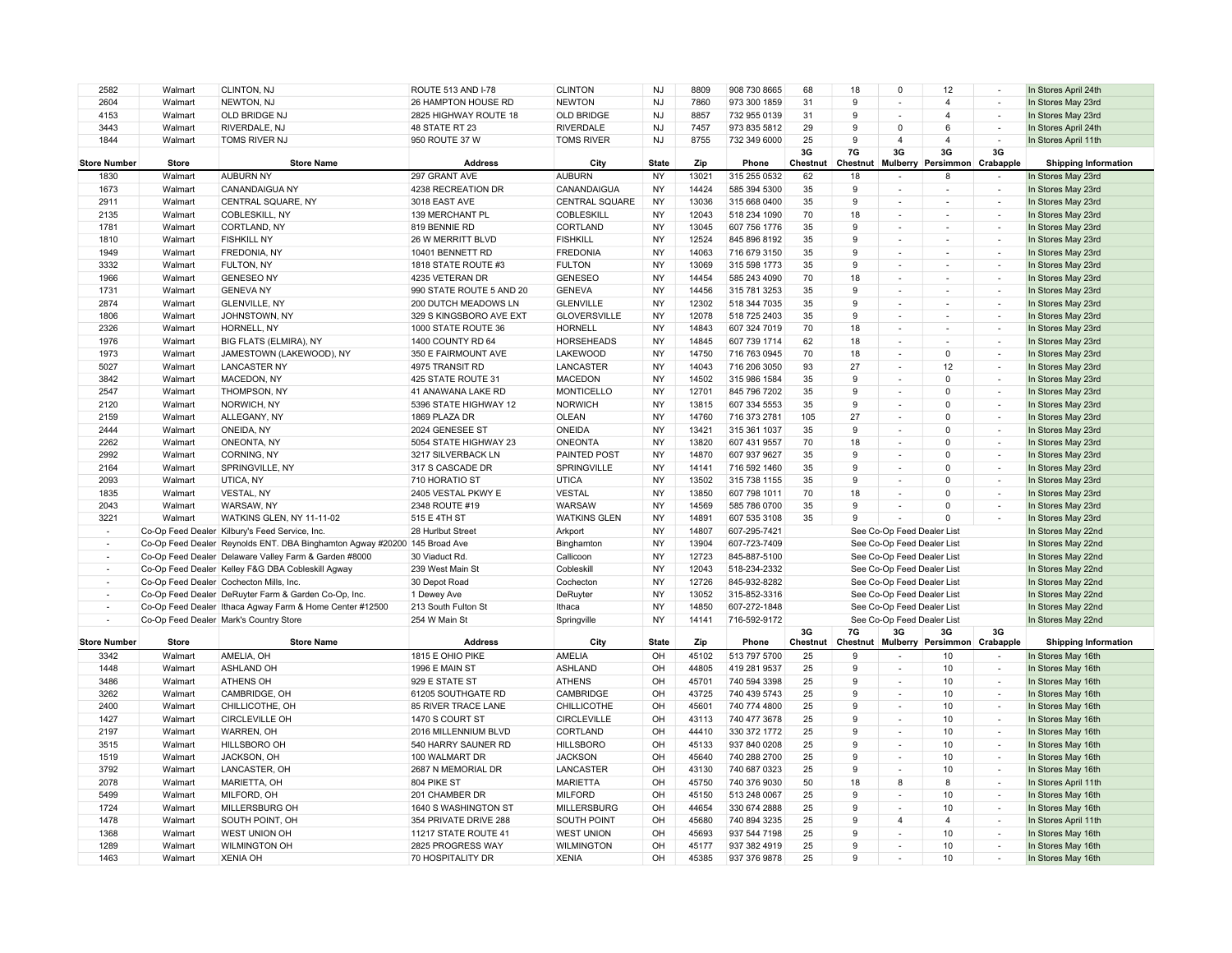| 2582 | Walmart | CLINTON, NJ | ROUTE 513 AND I-78 | CLINTON | NJ | 8809 | 908 730 8665 | 68 | 18 | 0 | 12 | - | In Stores April 24th |
|---|---|---|---|---|---|---|---|---|---|---|---|---|---|
| 2604 | Walmart | NEWTON, NJ | 26 HAMPTON HOUSE RD | NEWTON | NJ | 7860 | 973 300 1859 | 31 | 9 | - | 4 | - | In Stores May 23rd |
| 4153 | Walmart | OLD BRIDGE NJ | 2825 HIGHWAY ROUTE 18 | OLD BRIDGE | NJ | 8857 | 732 955 0139 | 31 | 9 | - | 4 | - | In Stores May 23rd |
| 3443 | Walmart | RIVERDALE, NJ | 48 STATE RT 23 | RIVERDALE | NJ | 7457 | 973 835 5812 | 29 | 9 | 0 | 6 | - | In Stores April 24th |
| 1844 | Walmart | TOMS RIVER NJ | 950 ROUTE 37 W | TOMS RIVER | NJ | 8755 | 732 349 6000 | 25 | 9 | 4 | 4 | - | In Stores April 11th |

| Store Number | Store | Store Name | Address | City | State | Zip | Phone | 3G Chestnut | 7G Chestnut | 3G Mulberry | 3G Persimmon | 3G Crabapple | Shipping Information |
|---|---|---|---|---|---|---|---|---|---|---|---|---|---|
| 1830 | Walmart | AUBURN NY | 297 GRANT AVE | AUBURN | NY | 13021 | 315 255 0532 | 62 | 18 | - | 8 | - | In Stores May 23rd |
| 1673 | Walmart | CANANDAIGUA NY | 4238 RECREATION DR | CANANDAIGUA | NY | 14424 | 585 394 5300 | 35 | 9 | - | - | - | In Stores May 23rd |
| 2911 | Walmart | CENTRAL SQUARE, NY | 3018 EAST AVE | CENTRAL SQUARE | NY | 13036 | 315 668 0400 | 35 | 9 | - | - | - | In Stores May 23rd |
| 2135 | Walmart | COBLESKILL, NY | 139 MERCHANT PL | COBLESKILL | NY | 12043 | 518 234 1090 | 70 | 18 | - | - | - | In Stores May 23rd |
| 1781 | Walmart | CORTLAND, NY | 819 BENNIE RD | CORTLAND | NY | 13045 | 607 756 1776 | 35 | 9 | - | - | - | In Stores May 23rd |
| 1810 | Walmart | FISHKILL NY | 26 W MERRITT BLVD | FISHKILL | NY | 12524 | 845 896 8192 | 35 | 9 | - | - | - | In Stores May 23rd |
| 1949 | Walmart | FREDONIA, NY | 10401 BENNETT RD | FREDONIA | NY | 14063 | 716 679 3150 | 35 | 9 | - | - | - | In Stores May 23rd |
| 3332 | Walmart | FULTON, NY | 1818 STATE ROUTE #3 | FULTON | NY | 13069 | 315 598 1773 | 35 | 9 | - | - | - | In Stores May 23rd |
| 1966 | Walmart | GENESEO NY | 4235 VETERAN DR | GENESEO | NY | 14454 | 585 243 4090 | 70 | 18 | - | - | - | In Stores May 23rd |
| 1731 | Walmart | GENEVA NY | 990 STATE ROUTE 5 AND 20 | GENEVA | NY | 14456 | 315 781 3253 | 35 | 9 | - | - | - | In Stores May 23rd |
| 2874 | Walmart | GLENVILLE, NY | 200 DUTCH MEADOWS LN | GLENVILLE | NY | 12302 | 518 344 7035 | 35 | 9 | - | - | - | In Stores May 23rd |
| 1806 | Walmart | JOHNSTOWN, NY | 329 S KINGSBORO AVE EXT | GLOVERSVILLE | NY | 12078 | 518 725 2403 | 35 | 9 | - | - | - | In Stores May 23rd |
| 2326 | Walmart | HORNELL, NY | 1000 STATE ROUTE 36 | HORNELL | NY | 14843 | 607 324 7019 | 70 | 18 | - | - | - | In Stores May 23rd |
| 1976 | Walmart | BIG FLATS (ELMIRA), NY | 1400 COUNTY RD 64 | HORSEHEADS | NY | 14845 | 607 739 1714 | 62 | 18 | - | - | - | In Stores May 23rd |
| 1973 | Walmart | JAMESTOWN (LAKEWOOD), NY | 350 E FAIRMOUNT AVE | LAKEWOOD | NY | 14750 | 716 763 0945 | 70 | 18 | - | 0 | - | In Stores May 23rd |
| 5027 | Walmart | LANCASTER NY | 4975 TRANSIT RD | LANCASTER | NY | 14043 | 716 206 3050 | 93 | 27 | - | 12 | - | In Stores May 23rd |
| 3842 | Walmart | MACEDON, NY | 425 STATE ROUTE 31 | MACEDON | NY | 14502 | 315 986 1584 | 35 | 9 | - | 0 | - | In Stores May 23rd |
| 2547 | Walmart | THOMPSON, NY | 41 ANAWANA LAKE RD | MONTICELLO | NY | 12701 | 845 796 7202 | 35 | 9 | - | 0 | - | In Stores May 23rd |
| 2120 | Walmart | NORWICH, NY | 5396 STATE HIGHWAY 12 | NORWICH | NY | 13815 | 607 334 5553 | 35 | 9 | - | 0 | - | In Stores May 23rd |
| 2159 | Walmart | ALLEGANY, NY | 1869 PLAZA DR | OLEAN | NY | 14760 | 716 373 2781 | 105 | 27 | - | 0 | - | In Stores May 23rd |
| 2444 | Walmart | ONEIDA, NY | 2024 GENESEE ST | ONEIDA | NY | 13421 | 315 361 1037 | 35 | 9 | - | 0 | - | In Stores May 23rd |
| 2262 | Walmart | ONEONTA, NY | 5054 STATE HIGHWAY 23 | ONEONTA | NY | 13820 | 607 431 9557 | 70 | 18 | - | 0 | - | In Stores May 23rd |
| 2992 | Walmart | CORNING, NY | 3217 SILVERBACK LN | PAINTED POST | NY | 14870 | 607 937 9627 | 35 | 9 | - | 0 | - | In Stores May 23rd |
| 2164 | Walmart | SPRINGVILLE, NY | 317 S CASCADE DR | SPRINGVILLE | NY | 14141 | 716 592 1460 | 35 | 9 | - | 0 | - | In Stores May 23rd |
| 2093 | Walmart | UTICA, NY | 710 HORATIO ST | UTICA | NY | 13502 | 315 738 1155 | 35 | 9 | - | 0 | - | In Stores May 23rd |
| 1835 | Walmart | VESTAL, NY | 2405 VESTAL PKWY E | VESTAL | NY | 13850 | 607 798 1011 | 70 | 18 | - | 0 | - | In Stores May 23rd |
| 2043 | Walmart | WARSAW, NY | 2348 ROUTE #19 | WARSAW | NY | 14569 | 585 786 0700 | 35 | 9 | - | 0 | - | In Stores May 23rd |
| 3221 | Walmart | WATKINS GLEN, NY 11-11-02 | 515 E 4TH ST | WATKINS GLEN | NY | 14891 | 607 535 3108 | 35 | 9 | - | 0 | - | In Stores May 23rd |
| - | Co-Op Feed Dealer | Kilbury's Feed Service, Inc. | 28 Hurlbut Street | Arkport | NY | 14807 | 607-295-7421 | See Co-Op Feed Dealer List | | | | | In Stores May 22nd |
| - | Co-Op Feed Dealer | Reynolds ENT. DBA Binghamton Agway #20200 | 145 Broad Ave | Binghamton | NY | 13904 | 607-723-7409 | See Co-Op Feed Dealer List | | | | | In Stores May 22nd |
| - | Co-Op Feed Dealer | Delaware Valley Farm & Garden #8000 | 30 Viaduct Rd. | Callicoon | NY | 12723 | 845-887-5100 | See Co-Op Feed Dealer List | | | | | In Stores May 22nd |
| - | Co-Op Feed Dealer | Kelley F&G DBA Cobleskill Agway | 239 West Main St | Cobleskill | NY | 12043 | 518-234-2332 | See Co-Op Feed Dealer List | | | | | In Stores May 22nd |
| - | Co-Op Feed Dealer | Cochecton Mills, Inc. | 30 Depot Road | Cochecton | NY | 12726 | 845-932-8282 | See Co-Op Feed Dealer List | | | | | In Stores May 22nd |
| - | Co-Op Feed Dealer | DeRuyter Farm & Garden Co-Op, Inc. | 1 Dewey Ave | DeRuyter | NY | 13052 | 315-852-3316 | See Co-Op Feed Dealer List | | | | | In Stores May 22nd |
| - | Co-Op Feed Dealer | Ithaca Agway Farm & Home Center #12500 | 213 South Fulton St | Ithaca | NY | 14850 | 607-272-1848 | See Co-Op Feed Dealer List | | | | | In Stores May 22nd |
| - | Co-Op Feed Dealer | Mark's Country Store | 254 W Main St | Springville | NY | 14141 | 716-592-9172 | See Co-Op Feed Dealer List | | | | | In Stores May 22nd |

| Store Number | Store | Store Name | Address | City | State | Zip | Phone | 3G Chestnut | 7G Chestnut | 3G Mulberry | 3G Persimmon | 3G Crabapple | Shipping Information |
|---|---|---|---|---|---|---|---|---|---|---|---|---|---|
| 3342 | Walmart | AMELIA, OH | 1815 E OHIO PIKE | AMELIA | OH | 45102 | 513 797 5700 | 25 | 9 | - | 10 | - | In Stores May 16th |
| 1448 | Walmart | ASHLAND OH | 1996 E MAIN ST | ASHLAND | OH | 44805 | 419 281 9537 | 25 | 9 | - | 10 | - | In Stores May 16th |
| 3486 | Walmart | ATHENS OH | 929 E STATE ST | ATHENS | OH | 45701 | 740 594 3398 | 25 | 9 | - | 10 | - | In Stores May 16th |
| 3262 | Walmart | CAMBRIDGE, OH | 61205 SOUTHGATE RD | CAMBRIDGE | OH | 43725 | 740 439 5743 | 25 | 9 | - | 10 | - | In Stores May 16th |
| 2400 | Walmart | CHILLICOTHE, OH | 85 RIVER TRACE LANE | CHILLICOTHE | OH | 45601 | 740 774 4800 | 25 | 9 | - | 10 | - | In Stores May 16th |
| 1427 | Walmart | CIRCLEVILLE OH | 1470 S COURT ST | CIRCLEVILLE | OH | 43113 | 740 477 3678 | 25 | 9 | - | 10 | - | In Stores May 16th |
| 2197 | Walmart | WARREN, OH | 2016 MILLENNIUM BLVD | CORTLAND | OH | 44410 | 330 372 1772 | 25 | 9 | - | 10 | - | In Stores May 16th |
| 3515 | Walmart | HILLSBORO OH | 540 HARRY SAUNER RD | HILLSBORO | OH | 45133 | 937 840 0208 | 25 | 9 | - | 10 | - | In Stores May 16th |
| 1519 | Walmart | JACKSON, OH | 100 WALMART DR | JACKSON | OH | 45640 | 740 288 2700 | 25 | 9 | - | 10 | - | In Stores May 16th |
| 3792 | Walmart | LANCASTER, OH | 2687 N MEMORIAL DR | LANCASTER | OH | 43130 | 740 687 0323 | 25 | 9 | - | 10 | - | In Stores May 16th |
| 2078 | Walmart | MARIETTA, OH | 804 PIKE ST | MARIETTA | OH | 45750 | 740 376 9030 | 50 | 18 | 8 | 8 | - | In Stores April 11th |
| 5499 | Walmart | MILFORD, OH | 201 CHAMBER DR | MILFORD | OH | 45150 | 513 248 0067 | 25 | 9 | - | 10 | - | In Stores May 16th |
| 1724 | Walmart | MILLERSBURG OH | 1640 S WASHINGTON ST | MILLERSBURG | OH | 44654 | 330 674 2888 | 25 | 9 | - | 10 | - | In Stores May 16th |
| 1478 | Walmart | SOUTH POINT, OH | 354 PRIVATE DRIVE 288 | SOUTH POINT | OH | 45680 | 740 894 3235 | 25 | 9 | 4 | 4 | - | In Stores April 11th |
| 1368 | Walmart | WEST UNION OH | 11217 STATE ROUTE 41 | WEST UNION | OH | 45693 | 937 544 7198 | 25 | 9 | - | 10 | - | In Stores May 16th |
| 1289 | Walmart | WILMINGTON OH | 2825 PROGRESS WAY | WILMINGTON | OH | 45177 | 937 382 4919 | 25 | 9 | - | 10 | - | In Stores May 16th |
| 1463 | Walmart | XENIA OH | 70 HOSPITALITY DR | XENIA | OH | 45385 | 937 376 9878 | 25 | 9 | - | 10 | - | In Stores May 16th |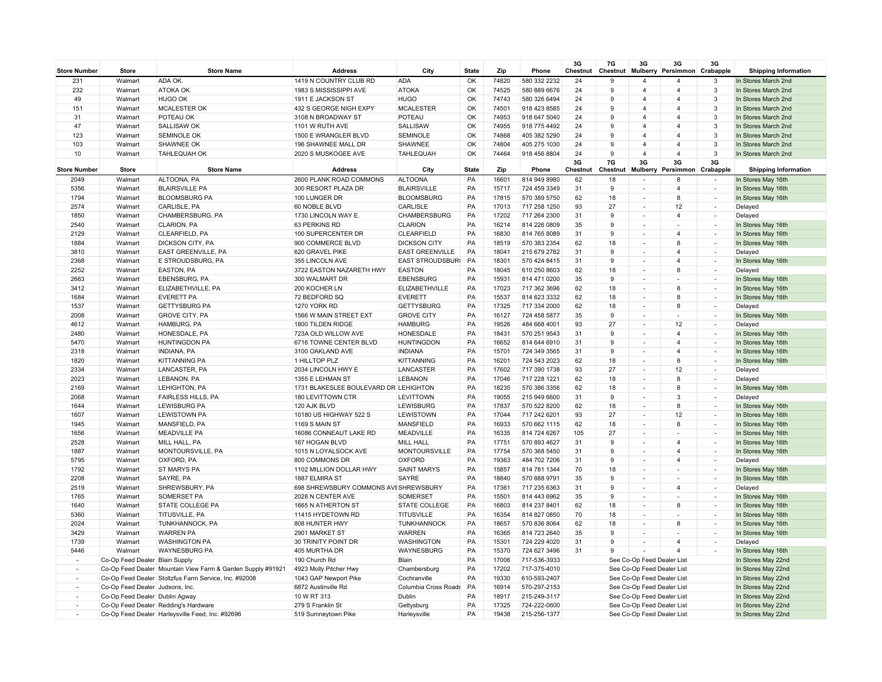| Store Number | Store | Store Name | Address | City | State | Zip | Phone | 3G Chestnut | 7G Chestnut | 3G Mulberry | 3G Persimmon | 3G Crabapple | Shipping Information |
|---|---|---|---|---|---|---|---|---|---|---|---|---|---|
| 231 | Walmart | ADA OK. | 1419 N COUNTRY CLUB RD | ADA | OK | 74820 | 580 332 2232 | 24 | 9 | 4 | 4 | 3 | In Stores March 2nd |
| 232 | Walmart | ATOKA OK. | 1983 S MISSISSIPPI AVE | ATOKA | OK | 74525 | 580 889 6676 | 24 | 9 | 4 | 4 | 3 | In Stores March 2nd |
| 49 | Walmart | HUGO OK | 1911 E JACKSON ST | HUGO | OK | 74743 | 580 326 6494 | 24 | 9 | 4 | 4 | 3 | In Stores March 2nd |
| 151 | Walmart | MCALESTER OK | 432 S GEORGE NIGH EXPY | MCALESTER | OK | 74501 | 918 423 8585 | 24 | 9 | 4 | 4 | 3 | In Stores March 2nd |
| 31 | Walmart | POTEAU OK | 3108 N BROADWAY ST | POTEAU | OK | 74953 | 918 647 5040 | 24 | 9 | 4 | 4 | 3 | In Stores March 2nd |
| 47 | Walmart | SALLISAW OK | 1101 W RUTH AVE | SALLISAW | OK | 74955 | 918 775 4492 | 24 | 9 | 4 | 4 | 3 | In Stores March 2nd |
| 123 | Walmart | SEMINOLE OK | 1500 E WRANGLER BLVD | SEMINOLE | OK | 74868 | 405 382 5290 | 24 | 9 | 4 | 4 | 3 | In Stores March 2nd |
| 103 | Walmart | SHAWNEE OK | 196 SHAWNEE MALL DR | SHAWNEE | OK | 74804 | 405 275 1030 | 24 | 9 | 4 | 4 | 3 | In Stores March 2nd |
| 10 | Walmart | TAHLEQUAH OK | 2020 S MUSKOGEE AVE | TAHLEQUAH | OK | 74464 | 918 456 8804 | 24 | 9 | 4 | 4 | 3 | In Stores March 2nd |

| Store Number | Store | Store Name | Address | City | State | Zip | Phone | 3G Chestnut | 7G Chestnut | 3G Mulberry | 3G Persimmon | 3G Crabapple | Shipping Information |
|---|---|---|---|---|---|---|---|---|---|---|---|---|---|
| 2049 | Walmart | ALTOONA, PA | 2600 PLANK ROAD COMMONS | ALTOONA | PA | 16601 | 814 949 8980 | 62 | 18 | - | 8 | - | In Stores May 16th |
| 5356 | Walmart | BLAIRSVILLE PA | 300 RESORT PLAZA DR | BLAIRSVILLE | PA | 15717 | 724 459 3349 | 31 | 9 | - | 4 | - | In Stores May 16th |
| 1794 | Walmart | BLOOMSBURG PA | 100 LUNGER DR | BLOOMSBURG | PA | 17815 | 570 389 5750 | 62 | 18 | - | 8 | - | In Stores May 16th |
| 2574 | Walmart | CARLISLE, PA | 60 NOBLE BLVD | CARLISLE | PA | 17013 | 717 258 1250 | 93 | 27 | - | 12 | - | Delayed |
| 1850 | Walmart | CHAMBERSBURG, PA | 1730 LINCOLN WAY E. | CHAMBERSBURG | PA | 17202 | 717 264 2300 | 31 | 9 | - | 4 | - | Delayed |
| 2540 | Walmart | CLARION, PA | 63 PERKINS RD | CLARION | PA | 16214 | 814 226 0809 | 35 | 9 | - | - | - | In Stores May 16th |
| 2129 | Walmart | CLEARFIELD, PA | 100 SUPERCENTER DR | CLEARFIELD | PA | 16830 | 814 765 8089 | 31 | 9 | - | 4 | - | In Stores May 16th |
| 1884 | Walmart | DICKSON CITY, PA | 900 COMMERCE BLVD | DICKSON CITY | PA | 18519 | 570 383 2354 | 62 | 18 | - | 8 | - | In Stores May 16th |
| 3810 | Walmart | EAST GREENVILLE, PA | 620 GRAVEL PIKE | EAST GREENVILLE | PA | 18041 | 215 679 2782 | 31 | 9 | - | 4 | - | Delayed |
| 2368 | Walmart | E STROUDSBURG, PA | 355 LINCOLN AVE | EAST STROUDSBURG | PA | 18301 | 570 424 8415 | 31 | 9 | - | 4 | - | In Stores May 16th |
| 2252 | Walmart | EASTON, PA | 3722 EASTON NAZARETH HWY | EASTON | PA | 18045 | 610 250 8603 | 62 | 18 | - | 8 | - | Delayed |
| 2663 | Walmart | EBENSBURG, PA | 300 WALMART DR | EBENSBURG | PA | 15931 | 814 471 0200 | 35 | 9 | - | - | - | In Stores May 16th |
| 3412 | Walmart | ELIZABETHVILLE, PA | 200 KOCHER LN | ELIZABETHVILLE | PA | 17023 | 717 362 3696 | 62 | 18 | - | 8 | - | In Stores May 16th |
| 1684 | Walmart | EVERETT PA | 72 BEDFORD SQ | EVERETT | PA | 15537 | 814 623 3332 | 62 | 18 | - | 8 | - | In Stores May 16th |
| 1537 | Walmart | GETTYSBURG PA | 1270 YORK RD | GETTYSBURG | PA | 17325 | 717 334 2000 | 62 | 18 | - | 8 | - | Delayed |
| 2008 | Walmart | GROVE CITY, PA | 1566 W MAIN STREET EXT | GROVE CITY | PA | 16127 | 724 458 5877 | 35 | 9 | - | - | - | In Stores May 16th |
| 4612 | Walmart | HAMBURG, PA | 1800 TILDEN RIDGE | HAMBURG | PA | 19526 | 484 668 4001 | 93 | 27 | - | 12 | - | Delayed |
| 2480 | Walmart | HONESDALE, PA | 723A OLD WILLOW AVE | HONESDALE | PA | 18431 | 570 251 9543 | 31 | 9 | - | 4 | - | In Stores May 16th |
| 5470 | Walmart | HUNTINGDON PA | 6716 TOWNE CENTER BLVD | HUNTINGDON | PA | 16652 | 814 644 6910 | 31 | 9 | - | 4 | - | In Stores May 16th |
| 2318 | Walmart | INDIANA, PA | 3100 OAKLAND AVE | INDIANA | PA | 15701 | 724 349 3565 | 31 | 9 | - | 4 | - | In Stores May 16th |
| 1820 | Walmart | KITTANNING PA | 1 HILLTOP PLZ | KITTANNING | PA | 16201 | 724 543 2023 | 62 | 18 | - | 8 | - | In Stores May 16th |
| 2334 | Walmart | LANCASTER, PA | 2034 LINCOLN HWY E | LANCASTER | PA | 17602 | 717 390 1738 | 93 | 27 | - | 12 | - | Delayed |
| 2023 | Walmart | LEBANON, PA | 1355 E LEHMAN ST | LEBANON | PA | 17046 | 717 228 1221 | 62 | 18 | - | 8 | - | Delayed |
| 2169 | Walmart | LEHIGHTON, PA | 1731 BLAKESLEE BOULEVARD DR | LEHIGHTON | PA | 18235 | 570 386 3356 | 62 | 18 | - | 8 | - | In Stores May 16th |
| 2068 | Walmart | FAIRLESS HILLS, PA | 180 LEVITTOWN CTR | LEVITTOWN | PA | 19055 | 215 949 6600 | 31 | 9 | - | 3 | - | Delayed |
| 1644 | Walmart | LEWISBURG PA | 120 AJK BLVD | LEWISBURG | PA | 17837 | 570 522 8200 | 62 | 18 | - | 8 | - | In Stores May 16th |
| 1607 | Walmart | LEWISTOWN PA | 10180 US HIGHWAY 522 S | LEWISTOWN | PA | 17044 | 717 242 6201 | 93 | 27 | - | 12 | - | In Stores May 16th |
| 1945 | Walmart | MANSFIELD, PA | 1169 S MAIN ST | MANSFIELD | PA | 16933 | 570 662 1115 | 62 | 18 | - | 8 | - | In Stores May 16th |
| 1656 | Walmart | MEADVILLE PA | 16086 CONNEAUT LAKE RD | MEADVILLE | PA | 16335 | 814 724 6267 | 105 | 27 | - | - | - | In Stores May 16th |
| 2528 | Walmart | MILL HALL, PA | 167 HOGAN BLVD | MILL HALL | PA | 17751 | 570 893 4627 | 31 | 9 | - | 4 | - | In Stores May 16th |
| 1887 | Walmart | MONTOURSVILLE, PA | 1015 N LOYALSOCK AVE | MONTOURSVILLE | PA | 17754 | 570 368 5450 | 31 | 9 | - | 4 | - | In Stores May 16th |
| 5795 | Walmart | OXFORD, PA | 800 COMMONS DR | OXFORD | PA | 19363 | 484 702 7206 | 31 | 9 | - | 4 | - | Delayed |
| 1792 | Walmart | ST MARYS PA | 1102 MILLION DOLLAR HWY | SAINT MARYS | PA | 15857 | 814 781 1344 | 70 | 18 | - | - | - | In Stores May 16th |
| 2208 | Walmart | SAYRE, PA | 1887 ELMIRA ST | SAYRE | PA | 18840 | 570 888 9791 | 35 | 9 | - | - | - | In Stores May 16th |
| 2519 | Walmart | SHREWSBURY, PA | 698 SHREWSBURY COMMONS AVE | SHREWSBURY | PA | 17361 | 717 235 6363 | 31 | 9 | - | 4 | - | Delayed |
| 1765 | Walmart | SOMERSET PA | 2028 N CENTER AVE | SOMERSET | PA | 15501 | 814 443 6962 | 35 | 9 | - | - | - | In Stores May 16th |
| 1640 | Walmart | STATE COLLEGE PA | 1665 N ATHERTON ST | STATE COLLEGE | PA | 16803 | 814 237 8401 | 62 | 18 | - | 8 | - | In Stores May 16th |
| 5360 | Walmart | TITUSVILLE, PA | 11415 HYDETOWN RD | TITUSVILLE | PA | 16354 | 814 827 0850 | 70 | 18 | - | - | - | In Stores May 16th |
| 2024 | Walmart | TUNKHANNOCK, PA | 808 HUNTER HWY | TUNKHANNOCK | PA | 18657 | 570 836 8064 | 62 | 18 | - | 8 | - | In Stores May 16th |
| 3429 | Walmart | WARREN PA | 2901 MARKET ST | WARREN | PA | 16365 | 814 723 2640 | 35 | 9 | - | - | - | In Stores May 16th |
| 1739 | Walmart | WASHINGTON PA | 30 TRINITY POINT DR | WASHINGTON | PA | 15301 | 724 229 4020 | 31 | 9 | - | 4 | - | Delayed |
| 5446 | Walmart | WAYNESBURG PA | 405 MURTHA DR | WAYNESBURG | PA | 15370 | 724 627 3496 | 31 | 9 | - | 4 | - | In Stores May 16th |
| - | Co-Op Feed Dealer | Blain Supply | 190 Church Rd | Blain | PA | 17006 | 717-536-3933 | | | See Co-Op Feed Dealer List | | | In Stores May 22nd |
| - | Co-Op Feed Dealer | Mountain View Farm & Garden Supply #91921 | 4923 Molly Pitcher Hwy | Chambersburg | PA | 17202 | 717-375-4010 | | | See Co-Op Feed Dealer List | | | In Stores May 22nd |
| - | Co-Op Feed Dealer | Stoltzfus Farm Service, Inc. #92008 | 1043 GAP Newport Pike | Cochranville | PA | 19330 | 610-593-2407 | | | See Co-Op Feed Dealer List | | | In Stores May 22nd |
| - | Co-Op Feed Dealer | Judsons, Inc. | 6872 Austinville Rd | Columbia Cross Roads | PA | 16914 | 570-297-2153 | | | See Co-Op Feed Dealer List | | | In Stores May 22nd |
| - | Co-Op Feed Dealer | Dublin Agway | 10 W RT 313 | Dublin | PA | 18917 | 215-249-3117 | | | See Co-Op Feed Dealer List | | | In Stores May 22nd |
| - | Co-Op Feed Dealer | Redding's Hardware | 279 S Franklin St | Gettysburg | PA | 17325 | 724-222-0600 | | | See Co-Op Feed Dealer List | | | In Stores May 22nd |
| - | Co-Op Feed Dealer | Harleysville Feed, Inc. #92696 | 519 Sumneytown Pike | Harleysville | PA | 19438 | 215-256-1377 | | | See Co-Op Feed Dealer List | | | In Stores May 22nd |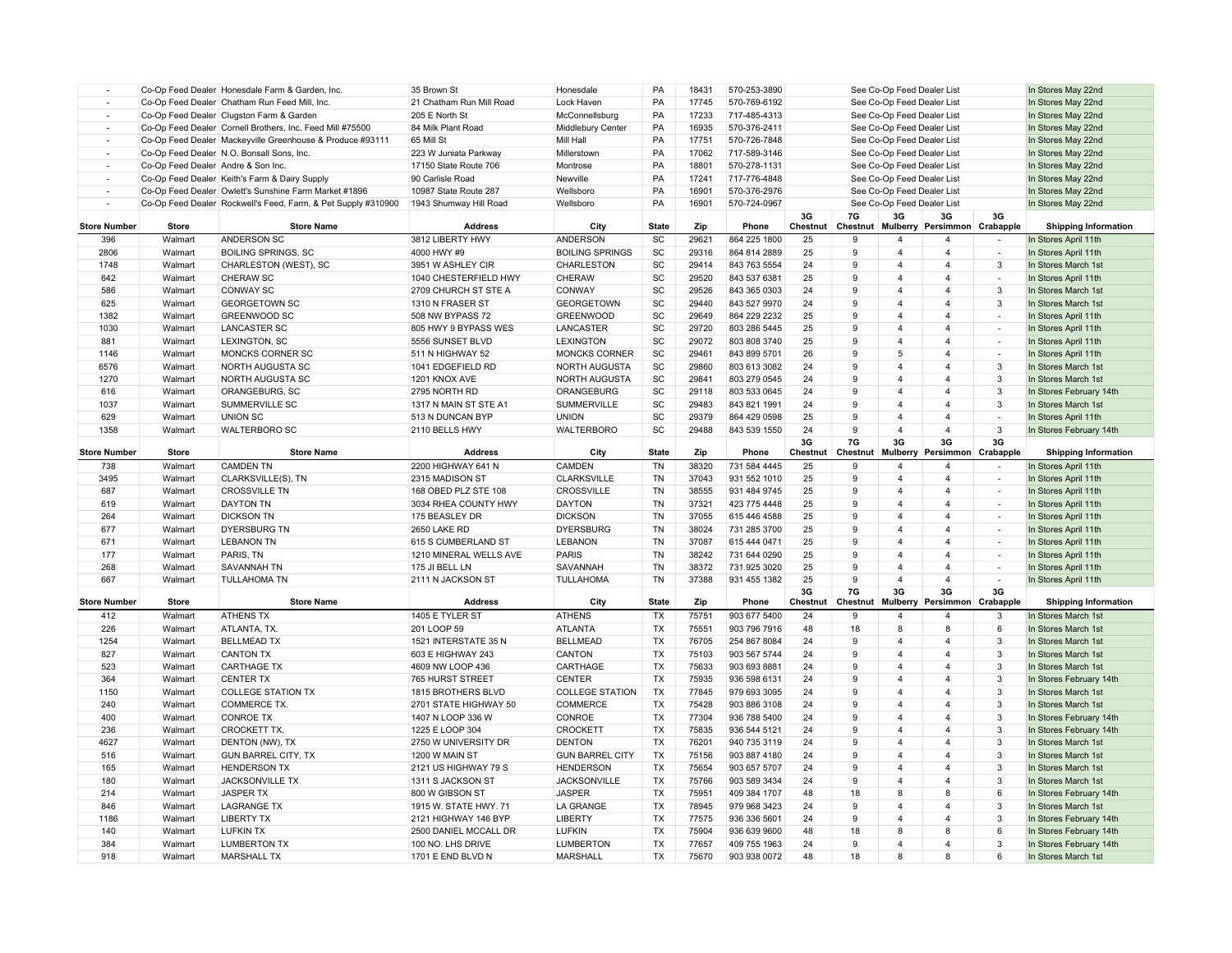| - | Co-Op Feed Dealer | Honesdale Farm & Garden, Inc. | 35 Brown St | Honesdale | PA | 18431 | 570-253-3890 | See Co-Op Feed Dealer List | | | | | In Stores May 22nd |
|---|---|---|---|---|---|---|---|---|---|---|---|---|---|
| - | Co-Op Feed Dealer | Chatham Run Feed Mill, Inc. | 21 Chatham Run Mill Road | Lock Haven | PA | 17745 | 570-769-6192 | See Co-Op Feed Dealer List | | | | | In Stores May 22nd |
| - | Co-Op Feed Dealer | Clugston Farm & Garden | 205 E North St | McConnellsburg | PA | 17233 | 717-485-4313 | See Co-Op Feed Dealer List | | | | | In Stores May 22nd |
| - | Co-Op Feed Dealer | Cornell Brothers, Inc. Feed Mill #75500 | 84 Milk Plant Road | Middlebury Center | PA | 16935 | 570-376-2411 | See Co-Op Feed Dealer List | | | | | In Stores May 22nd |
| - | Co-Op Feed Dealer | Mackeyville Greenhouse & Produce #93111 | 65 Mill St | Mill Hall | PA | 17751 | 570-726-7848 | See Co-Op Feed Dealer List | | | | | In Stores May 22nd |
| - | Co-Op Feed Dealer | N.O. Bonsall Sons, Inc. | 223 W Juniata Parkway | Millerstown | PA | 17062 | 717-589-3146 | See Co-Op Feed Dealer List | | | | | In Stores May 22nd |
| - | Co-Op Feed Dealer | Andre & Son Inc. | 17150 State Route 706 | Montrose | PA | 18801 | 570-278-1131 | See Co-Op Feed Dealer List | | | | | In Stores May 22nd |
| - | Co-Op Feed Dealer | Keith's Farm & Dairy Supply | 90 Carlisle Road | Newville | PA | 17241 | 717-776-4848 | See Co-Op Feed Dealer List | | | | | In Stores May 22nd |
| - | Co-Op Feed Dealer | Owlett's Sunshine Farm Market #1896 | 10987 State Route 287 | Wellsboro | PA | 16901 | 570-376-2976 | See Co-Op Feed Dealer List | | | | | In Stores May 22nd |
| - | Co-Op Feed Dealer | Rockwell's Feed, Farm, & Pet Supply #310900 | 1943 Shumway Hill Road | Wellsboro | PA | 16901 | 570-724-0967 | See Co-Op Feed Dealer List | | | | | In Stores May 22nd |

| Store Number | Store | Store Name | Address | City | State | Zip | Phone | 3G Chestnut | 7G Chestnut | 3G Mulberry | 3G Persimmon | 3G Crabapple | Shipping Information |
|---|---|---|---|---|---|---|---|---|---|---|---|---|---|
| 396 | Walmart | ANDERSON SC | 3812 LIBERTY HWY | ANDERSON | SC | 29621 | 864 225 1800 | 25 | 9 | 4 | 4 | - | In Stores April 11th |
| 2806 | Walmart | BOILING SPRINGS, SC | 4000 HWY #9 | BOILING SPRINGS | SC | 29316 | 864 814 2889 | 25 | 9 | 4 | 4 | - | In Stores April 11th |
| 1748 | Walmart | CHARLESTON (WEST), SC | 3951 W ASHLEY CIR | CHARLESTON | SC | 29414 | 843 763 5554 | 24 | 9 | 4 | 4 | 3 | In Stores March 1st |
| 642 | Walmart | CHERAW SC | 1040 CHESTERFIELD HWY | CHERAW | SC | 29520 | 843 537 6381 | 25 | 9 | 4 | 4 | - | In Stores April 11th |
| 586 | Walmart | CONWAY SC | 2709 CHURCH ST STE A | CONWAY | SC | 29526 | 843 365 0303 | 24 | 9 | 4 | 4 | 3 | In Stores March 1st |
| 625 | Walmart | GEORGETOWN SC | 1310 N FRASER ST | GEORGETOWN | SC | 29440 | 843 527 9970 | 24 | 9 | 4 | 4 | 3 | In Stores March 1st |
| 1382 | Walmart | GREENWOOD SC | 508 NW BYPASS 72 | GREENWOOD | SC | 29649 | 864 229 2232 | 25 | 9 | 4 | 4 | - | In Stores April 11th |
| 1030 | Walmart | LANCASTER SC | 805 HWY 9 BYPASS WES | LANCASTER | SC | 29720 | 803 286 5445 | 25 | 9 | 4 | 4 | - | In Stores April 11th |
| 881 | Walmart | LEXINGTON, SC | 5556 SUNSET BLVD | LEXINGTON | SC | 29072 | 803 808 3740 | 25 | 9 | 4 | 4 | - | In Stores April 11th |
| 1146 | Walmart | MONCKS CORNER SC | 511 N HIGHWAY 52 | MONCKS CORNER | SC | 29461 | 843 899 5701 | 26 | 9 | 5 | 4 | - | In Stores April 11th |
| 6576 | Walmart | NORTH AUGUSTA SC | 1041 EDGEFIELD RD | NORTH AUGUSTA | SC | 29860 | 803 613 3082 | 24 | 9 | 4 | 4 | 3 | In Stores March 1st |
| 1270 | Walmart | NORTH AUGUSTA SC | 1201 KNOX AVE | NORTH AUGUSTA | SC | 29841 | 803 279 0545 | 24 | 9 | 4 | 4 | 3 | In Stores March 1st |
| 616 | Walmart | ORANGEBURG, SC | 2795 NORTH RD | ORANGEBURG | SC | 29118 | 803 533 0645 | 24 | 9 | 4 | 4 | 3 | In Stores February 14th |
| 1037 | Walmart | SUMMERVILLE SC | 1317 N MAIN ST STE A1 | SUMMERVILLE | SC | 29483 | 843 821 1991 | 24 | 9 | 4 | 4 | 3 | In Stores March 1st |
| 629 | Walmart | UNION SC | 513 N DUNCAN BYP | UNION | SC | 29379 | 864 429 0598 | 25 | 9 | 4 | 4 | - | In Stores April 11th |
| 1358 | Walmart | WALTERBORO SC | 2110 BELLS HWY | WALTERBORO | SC | 29488 | 843 539 1550 | 24 | 9 | 4 | 4 | 3 | In Stores February 14th |

| Store Number | Store | Store Name | Address | City | State | Zip | Phone | 3G Chestnut | 7G Chestnut | 3G Mulberry | 3G Persimmon | 3G Crabapple | Shipping Information |
|---|---|---|---|---|---|---|---|---|---|---|---|---|---|
| 738 | Walmart | CAMDEN TN | 2200 HIGHWAY 641 N | CAMDEN | TN | 38320 | 731 584 4445 | 25 | 9 | 4 | 4 | - | In Stores April 11th |
| 3495 | Walmart | CLARKSVILLE(S), TN | 2315 MADISON ST | CLARKSVILLE | TN | 37043 | 931 552 1010 | 25 | 9 | 4 | 4 | - | In Stores April 11th |
| 687 | Walmart | CROSSVILLE TN | 168 OBED PLZ STE 108 | CROSSVILLE | TN | 38555 | 931 484 9745 | 25 | 9 | 4 | 4 | - | In Stores April 11th |
| 619 | Walmart | DAYTON TN | 3034 RHEA COUNTY HWY | DAYTON | TN | 37321 | 423 775 4448 | 25 | 9 | 4 | 4 | - | In Stores April 11th |
| 264 | Walmart | DICKSON TN | 175 BEASLEY DR | DICKSON | TN | 37055 | 615 446 4588 | 25 | 9 | 4 | 4 | - | In Stores April 11th |
| 677 | Walmart | DYERSBURG TN | 2650 LAKE RD | DYERSBURG | TN | 38024 | 731 285 3700 | 25 | 9 | 4 | 4 | - | In Stores April 11th |
| 671 | Walmart | LEBANON TN | 615 S CUMBERLAND ST | LEBANON | TN | 37087 | 615 444 0471 | 25 | 9 | 4 | 4 | - | In Stores April 11th |
| 177 | Walmart | PARIS, TN | 1210 MINERAL WELLS AVE | PARIS | TN | 38242 | 731 644 0290 | 25 | 9 | 4 | 4 | - | In Stores April 11th |
| 268 | Walmart | SAVANNAH TN | 175 JI BELL LN | SAVANNAH | TN | 38372 | 731 925 3020 | 25 | 9 | 4 | 4 | - | In Stores April 11th |
| 667 | Walmart | TULLAHOMA TN | 2111 N JACKSON ST | TULLAHOMA | TN | 37388 | 931 455 1382 | 25 | 9 | 4 | 4 | - | In Stores April 11th |

| Store Number | Store | Store Name | Address | City | State | Zip | Phone | 3G Chestnut | 7G Chestnut | 3G Mulberry | 3G Persimmon | 3G Crabapple | Shipping Information |
|---|---|---|---|---|---|---|---|---|---|---|---|---|---|
| 412 | Walmart | ATHENS TX | 1405 E TYLER ST | ATHENS | TX | 75751 | 903 677 5400 | 24 | 9 | 4 | 4 | 3 | In Stores March 1st |
| 226 | Walmart | ATLANTA, TX. | 201 LOOP 59 | ATLANTA | TX | 75551 | 903 796 7916 | 48 | 18 | 8 | 8 | 6 | In Stores March 1st |
| 1254 | Walmart | BELLMEAD TX | 1521 INTERSTATE 35 N | BELLMEAD | TX | 76705 | 254 867 8084 | 24 | 9 | 4 | 4 | 3 | In Stores March 1st |
| 827 | Walmart | CANTON TX | 603 E HIGHWAY 243 | CANTON | TX | 75103 | 903 567 5744 | 24 | 9 | 4 | 4 | 3 | In Stores March 1st |
| 523 | Walmart | CARTHAGE TX | 4609 NW LOOP 436 | CARTHAGE | TX | 75633 | 903 693 8881 | 24 | 9 | 4 | 4 | 3 | In Stores March 1st |
| 364 | Walmart | CENTER TX | 765 HURST STREET | CENTER | TX | 75935 | 936 598 6131 | 24 | 9 | 4 | 4 | 3 | In Stores February 14th |
| 1150 | Walmart | COLLEGE STATION TX | 1815 BROTHERS BLVD | COLLEGE STATION | TX | 77845 | 979 693 3095 | 24 | 9 | 4 | 4 | 3 | In Stores March 1st |
| 240 | Walmart | COMMERCE TX. | 2701 STATE HIGHWAY 50 | COMMERCE | TX | 75428 | 903 886 3108 | 24 | 9 | 4 | 4 | 3 | In Stores March 1st |
| 400 | Walmart | CONROE TX | 1407 N LOOP 336 W | CONROE | TX | 77304 | 936 788 5400 | 24 | 9 | 4 | 4 | 3 | In Stores February 14th |
| 236 | Walmart | CROCKETT TX. | 1225 E LOOP 304 | CROCKETT | TX | 75835 | 936 544 5121 | 24 | 9 | 4 | 4 | 3 | In Stores February 14th |
| 4627 | Walmart | DENTON (NW), TX | 2750 W UNIVERSITY DR | DENTON | TX | 76201 | 940 735 3119 | 24 | 9 | 4 | 4 | 3 | In Stores March 1st |
| 516 | Walmart | GUN BARREL CITY, TX | 1200 W MAIN ST | GUN BARREL CITY | TX | 75156 | 903 887 4180 | 24 | 9 | 4 | 4 | 3 | In Stores March 1st |
| 165 | Walmart | HENDERSON TX | 2121 US HIGHWAY 79 S | HENDERSON | TX | 75654 | 903 657 5707 | 24 | 9 | 4 | 4 | 3 | In Stores March 1st |
| 180 | Walmart | JACKSONVILLE TX | 1311 S JACKSON ST | JACKSONVILLE | TX | 75766 | 903 589 3434 | 24 | 9 | 4 | 4 | 3 | In Stores March 1st |
| 214 | Walmart | JASPER TX | 800 W GIBSON ST | JASPER | TX | 75951 | 409 384 1707 | 48 | 18 | 8 | 8 | 6 | In Stores February 14th |
| 846 | Walmart | LAGRANGE TX | 1915 W. STATE HWY. 71 | LA GRANGE | TX | 78945 | 979 968 3423 | 24 | 9 | 4 | 4 | 3 | In Stores March 1st |
| 1186 | Walmart | LIBERTY TX | 2121 HIGHWAY 146 BYP | LIBERTY | TX | 77575 | 936 336 5601 | 24 | 9 | 4 | 4 | 3 | In Stores February 14th |
| 140 | Walmart | LUFKIN TX | 2500 DANIEL MCCALL DR | LUFKIN | TX | 75904 | 936 639 9600 | 48 | 18 | 8 | 8 | 6 | In Stores February 14th |
| 384 | Walmart | LUMBERTON TX | 100 NO. LHS DRIVE | LUMBERTON | TX | 77657 | 409 755 1963 | 24 | 9 | 4 | 4 | 3 | In Stores February 14th |
| 918 | Walmart | MARSHALL TX | 1701 E END BLVD N | MARSHALL | TX | 75670 | 903 938 0072 | 48 | 18 | 8 | 8 | 6 | In Stores March 1st |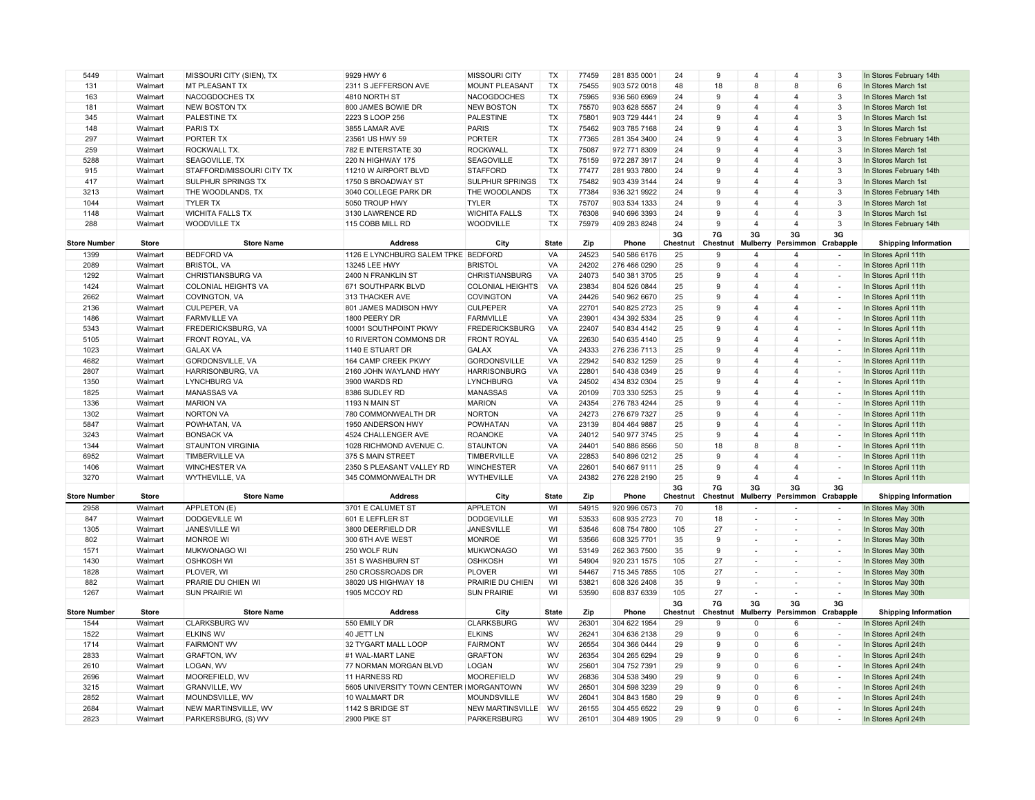| Store Number | Store | Store Name | Address | City | State | Zip | Phone | 3G Chestnut | 7G Chestnut | 3G Mulberry | 3G Persimmon | 3G Crabapple | Shipping Information |
|---|---|---|---|---|---|---|---|---|---|---|---|---|---|
| 5449 | Walmart | MISSOURI CITY (SIEN), TX | 9929 HWY 6 | MISSOURI CITY | TX | 77459 | 281 835 0001 | 24 | 9 | 4 | 4 | 3 | In Stores February 14th |
| 131 | Walmart | MT PLEASANT TX | 2311 S JEFFERSON AVE | MOUNT PLEASANT | TX | 75455 | 903 572 0018 | 48 | 18 | 8 | 8 | 6 | In Stores March 1st |
| 163 | Walmart | NACOGDOCHES TX | 4810 NORTH ST | NACOGDOCHES | TX | 75965 | 936 560 6969 | 24 | 9 | 4 | 4 | 3 | In Stores March 1st |
| 181 | Walmart | NEW BOSTON TX | 800 JAMES BOWIE DR | NEW BOSTON | TX | 75570 | 903 628 5557 | 24 | 9 | 4 | 4 | 3 | In Stores March 1st |
| 345 | Walmart | PALESTINE TX | 2223 S LOOP 256 | PALESTINE | TX | 75801 | 903 729 4441 | 24 | 9 | 4 | 4 | 3 | In Stores March 1st |
| 148 | Walmart | PARIS TX | 3855 LAMAR AVE | PARIS | TX | 75462 | 903 785 7168 | 24 | 9 | 4 | 4 | 3 | In Stores March 1st |
| 297 | Walmart | PORTER TX | 23561 US HWY 59 | PORTER | TX | 77365 | 281 354 3400 | 24 | 9 | 4 | 4 | 3 | In Stores February 14th |
| 259 | Walmart | ROCKWALL TX. | 782 E INTERSTATE 30 | ROCKWALL | TX | 75087 | 972 771 8309 | 24 | 9 | 4 | 4 | 3 | In Stores March 1st |
| 5288 | Walmart | SEAGOVILLE, TX | 220 N HIGHWAY 175 | SEAGOVILLE | TX | 75159 | 972 287 3917 | 24 | 9 | 4 | 4 | 3 | In Stores March 1st |
| 915 | Walmart | STAFFORD/MISSOURI CITY TX | 11210 W AIRPORT BLVD | STAFFORD | TX | 77477 | 281 933 7800 | 24 | 9 | 4 | 4 | 3 | In Stores February 14th |
| 417 | Walmart | SULPHUR SPRINGS TX | 1750 S BROADWAY ST | SULPHUR SPRINGS | TX | 75482 | 903 439 3144 | 24 | 9 | 4 | 4 | 3 | In Stores March 1st |
| 3213 | Walmart | THE WOODLANDS, TX | 3040 COLLEGE PARK DR | THE WOODLANDS | TX | 77384 | 936 321 9922 | 24 | 9 | 4 | 4 | 3 | In Stores February 14th |
| 1044 | Walmart | TYLER TX | 5050 TROUP HWY | TYLER | TX | 75707 | 903 534 1333 | 24 | 9 | 4 | 4 | 3 | In Stores March 1st |
| 1148 | Walmart | WICHITA FALLS TX | 3130 LAWRENCE RD | WICHITA FALLS | TX | 76308 | 940 696 3393 | 24 | 9 | 4 | 4 | 3 | In Stores March 1st |
| 288 | Walmart | WOODVILLE TX | 115 COBB MILL RD | WOODVILLE | TX | 75979 | 409 283 8248 | 24 | 9 | 4 | 4 | 3 | In Stores February 14th |

| Store Number | Store | Store Name | Address | City | State | Zip | Phone | 3G Chestnut | 7G Chestnut | 3G Mulberry | 3G Persimmon | 3G Crabapple | Shipping Information |
|---|---|---|---|---|---|---|---|---|---|---|---|---|---|
| 1399 | Walmart | BEDFORD VA | 1126 E LYNCHBURG SALEM TPKE | BEDFORD | VA | 24523 | 540 586 6176 | 25 | 9 | 4 | 4 | - | In Stores April 11th |
| 2089 | Walmart | BRISTOL, VA | 13245 LEE HWY | BRISTOL | VA | 24202 | 276 466 0290 | 25 | 9 | 4 | 4 | - | In Stores April 11th |
| 1292 | Walmart | CHRISTIANSBURG VA | 2400 N FRANKLIN ST | CHRISTIANSBURG | VA | 24073 | 540 381 3705 | 25 | 9 | 4 | 4 | - | In Stores April 11th |
| 1424 | Walmart | COLONIAL HEIGHTS VA | 671 SOUTHPARK BLVD | COLONIAL HEIGHTS | VA | 23834 | 804 526 0844 | 25 | 9 | 4 | 4 | - | In Stores April 11th |
| 2662 | Walmart | COVINGTON, VA | 313 THACKER AVE | COVINGTON | VA | 24426 | 540 962 6670 | 25 | 9 | 4 | 4 | - | In Stores April 11th |
| 2136 | Walmart | CULPEPER, VA | 801 JAMES MADISON HWY | CULPEPER | VA | 22701 | 540 825 2723 | 25 | 9 | 4 | 4 | - | In Stores April 11th |
| 1486 | Walmart | FARMVILLE VA | 1800 PEERY DR | FARMVILLE | VA | 23901 | 434 392 5334 | 25 | 9 | 4 | 4 | - | In Stores April 11th |
| 5343 | Walmart | FREDERICKSBURG, VA | 10001 SOUTHPOINT PKWY | FREDERICKSBURG | VA | 22407 | 540 834 4142 | 25 | 9 | 4 | 4 | - | In Stores April 11th |
| 5105 | Walmart | FRONT ROYAL, VA | 10 RIVERTON COMMONS DR | FRONT ROYAL | VA | 22630 | 540 635 4140 | 25 | 9 | 4 | 4 | - | In Stores April 11th |
| 1023 | Walmart | GALAX VA | 1140 E STUART DR | GALAX | VA | 24333 | 276 236 7113 | 25 | 9 | 4 | 4 | - | In Stores April 11th |
| 4682 | Walmart | GORDONSVILLE, VA | 164 CAMP CREEK PKWY | GORDONSVILLE | VA | 22942 | 540 832 1259 | 25 | 9 | 4 | 4 | - | In Stores April 11th |
| 2807 | Walmart | HARRISONBURG, VA | 2160 JOHN WAYLAND HWY | HARRISONBURG | VA | 22801 | 540 438 0349 | 25 | 9 | 4 | 4 | - | In Stores April 11th |
| 1350 | Walmart | LYNCHBURG VA | 3900 WARDS RD | LYNCHBURG | VA | 24502 | 434 832 0304 | 25 | 9 | 4 | 4 | - | In Stores April 11th |
| 1825 | Walmart | MANASSAS VA | 8386 SUDLEY RD | MANASSAS | VA | 20109 | 703 330 5253 | 25 | 9 | 4 | 4 | - | In Stores April 11th |
| 1336 | Walmart | MARION VA | 1193 N MAIN ST | MARION | VA | 24354 | 276 783 4244 | 25 | 9 | 4 | 4 | - | In Stores April 11th |
| 1302 | Walmart | NORTON VA | 780 COMMONWEALTH DR | NORTON | VA | 24273 | 276 679 7327 | 25 | 9 | 4 | 4 | - | In Stores April 11th |
| 5847 | Walmart | POWHATAN, VA | 1950 ANDERSON HWY | POWHATAN | VA | 23139 | 804 464 9887 | 25 | 9 | 4 | 4 | - | In Stores April 11th |
| 3243 | Walmart | BONSACK VA | 4524 CHALLENGER AVE | ROANOKE | VA | 24012 | 540 977 3745 | 25 | 9 | 4 | 4 | - | In Stores April 11th |
| 1344 | Walmart | STAUNTON VIRGINIA | 1028 RICHMOND AVENUE C. | STAUNTON | VA | 24401 | 540 886 8566 | 50 | 18 | 8 | 8 | - | In Stores April 11th |
| 6952 | Walmart | TIMBERVILLE VA | 375 S MAIN STREET | TIMBERVILLE | VA | 22853 | 540 896 0212 | 25 | 9 | 4 | 4 | - | In Stores April 11th |
| 1406 | Walmart | WINCHESTER VA | 2350 S PLEASANT VALLEY RD | WINCHESTER | VA | 22601 | 540 667 9111 | 25 | 9 | 4 | 4 | - | In Stores April 11th |
| 3270 | Walmart | WYTHEVILLE, VA | 345 COMMONWEALTH DR | WYTHEVILLE | VA | 24382 | 276 228 2190 | 25 | 9 | 4 | 4 | - | In Stores April 11th |

| Store Number | Store | Store Name | Address | City | State | Zip | Phone | 3G Chestnut | 7G Chestnut | 3G Mulberry | 3G Persimmon | 3G Crabapple | Shipping Information |
|---|---|---|---|---|---|---|---|---|---|---|---|---|---|
| 2958 | Walmart | APPLETON (E) | 3701 E CALUMET ST | APPLETON | WI | 54915 | 920 996 0573 | 70 | 18 | - | - | - | In Stores May 30th |
| 847 | Walmart | DODGEVILLE WI | 601 E LEFFLER ST | DODGEVILLE | WI | 53533 | 608 935 2723 | 70 | 18 | - | - | - | In Stores May 30th |
| 1305 | Walmart | JANESVILLE WI | 3800 DEERFIELD DR | JANESVILLE | WI | 53546 | 608 754 7800 | 105 | 27 | - | - | - | In Stores May 30th |
| 802 | Walmart | MONROE WI | 300 6TH AVE WEST | MONROE | WI | 53566 | 608 325 7701 | 35 | 9 | - | - | - | In Stores May 30th |
| 1571 | Walmart | MUKWONAGO WI | 250 WOLF RUN | MUKWONAGO | WI | 53149 | 262 363 7500 | 35 | 9 | - | - | - | In Stores May 30th |
| 1430 | Walmart | OSHKOSH WI | 351 S WASHBURN ST | OSHKOSH | WI | 54904 | 920 231 1575 | 105 | 27 | - | - | - | In Stores May 30th |
| 1828 | Walmart | PLOVER, WI | 250 CROSSROADS DR | PLOVER | WI | 54467 | 715 345 7855 | 105 | 27 | - | - | - | In Stores May 30th |
| 882 | Walmart | PRARIE DU CHIEN WI | 38020 US HIGHWAY 18 | PRAIRIE DU CHIEN | WI | 53821 | 608 326 2408 | 35 | 9 | - | - | - | In Stores May 30th |
| 1267 | Walmart | SUN PRAIRIE WI | 1905 MCCOY RD | SUN PRAIRIE | WI | 53590 | 608 837 6339 | 105 | 27 | - | - | - | In Stores May 30th |

| Store Number | Store | Store Name | Address | City | State | Zip | Phone | 3G Chestnut | 7G Chestnut | 3G Mulberry | 3G Persimmon | 3G Crabapple | Shipping Information |
|---|---|---|---|---|---|---|---|---|---|---|---|---|---|
| 1544 | Walmart | CLARKSBURG WV | 550 EMILY DR | CLARKSBURG | WV | 26301 | 304 622 1954 | 29 | 9 | 0 | 6 | - | In Stores April 24th |
| 1522 | Walmart | ELKINS WV | 40 JETT LN | ELKINS | WV | 26241 | 304 636 2138 | 29 | 9 | 0 | 6 | - | In Stores April 24th |
| 1714 | Walmart | FAIRMONT WV | 32 TYGART MALL LOOP | FAIRMONT | WV | 26554 | 304 366 0444 | 29 | 9 | 0 | 6 | - | In Stores April 24th |
| 2833 | Walmart | GRAFTON, WV | #1 WAL-MART LANE | GRAFTON | WV | 26354 | 304 265 6294 | 29 | 9 | 0 | 6 | - | In Stores April 24th |
| 2610 | Walmart | LOGAN, WV | 77 NORMAN MORGAN BLVD | LOGAN | WV | 25601 | 304 752 7391 | 29 | 9 | 0 | 6 | - | In Stores April 24th |
| 2696 | Walmart | MOOREFIELD, WV | 11 HARNESS RD | MOOREFIELD | WV | 26836 | 304 538 3490 | 29 | 9 | 0 | 6 | - | In Stores April 24th |
| 3215 | Walmart | GRANVILLE, WV | 5605 UNIVERSITY TOWN CENTER I | MORGANTOWN | WV | 26501 | 304 598 3239 | 29 | 9 | 0 | 6 | - | In Stores April 24th |
| 2852 | Walmart | MOUNDSVILLE, WV | 10 WALMART DR | MOUNDSVILLE | WV | 26041 | 304 843 1580 | 29 | 9 | 0 | 6 | - | In Stores April 24th |
| 2684 | Walmart | NEW MARTINSVILLE, WV | 1142 S BRIDGE ST | NEW MARTINSVILLE | WV | 26155 | 304 455 6522 | 29 | 9 | 0 | 6 | - | In Stores April 24th |
| 2823 | Walmart | PARKERSBURG, (S) WV | 2900 PIKE ST | PARKERSBURG | WV | 26101 | 304 489 1905 | 29 | 9 | 0 | 6 | - | In Stores April 24th |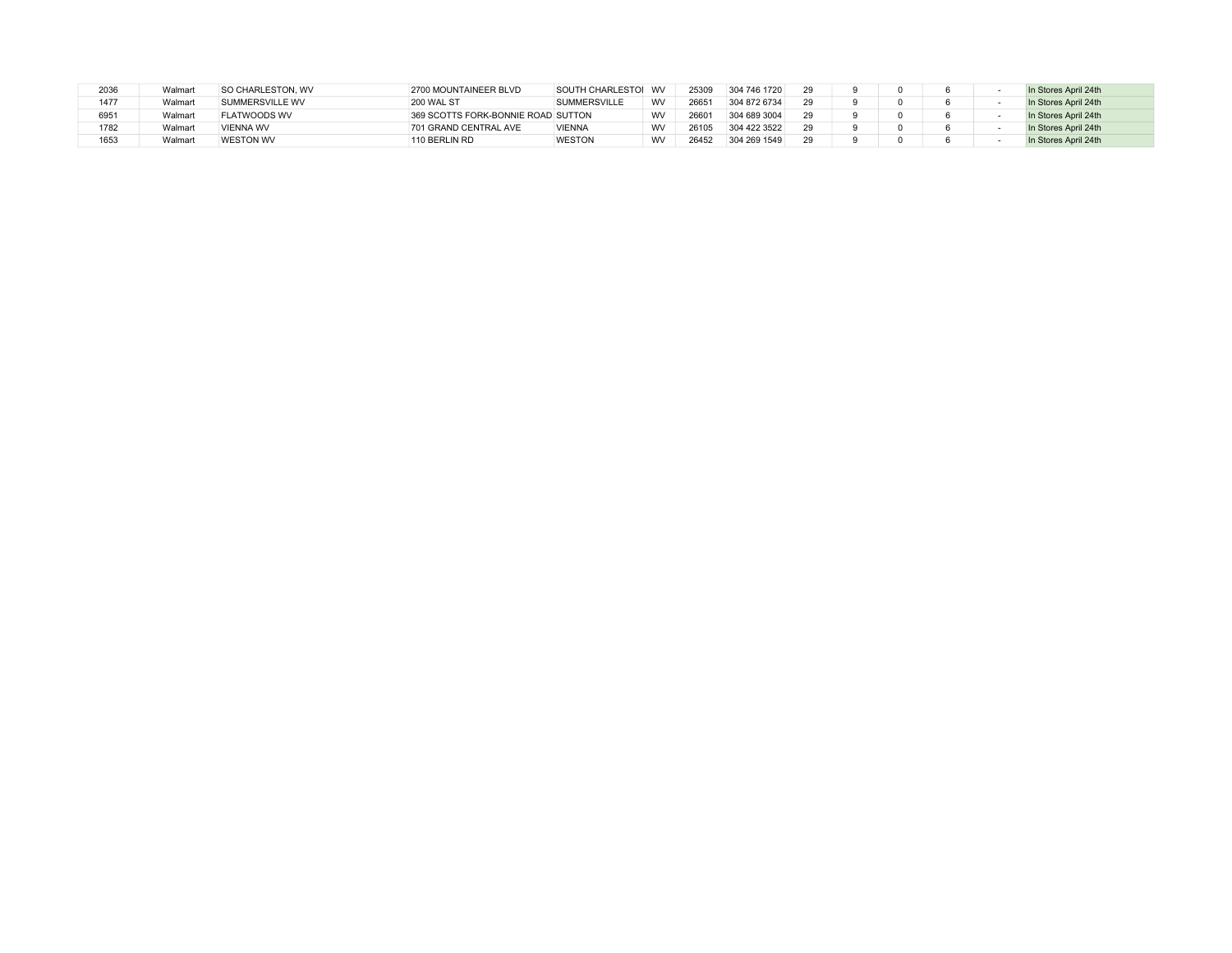| | | | | | | | | | | | | | |
|---|---|---|---|---|---|---|---|---|---|---|---|---|---|
| 2036 | Walmart | SO CHARLESTON, WV | 2700 MOUNTAINEER BLVD | SOUTH CHARLESTOI | WV | 25309 | 304 746 1720 | 29 | 9 | 0 | 6 | - | In Stores April 24th |
| 1477 | Walmart | SUMMERSVILLE WV | 200 WAL ST | SUMMERSVILLE | WV | 26651 | 304 872 6734 | 29 | 9 | 0 | 6 | - | In Stores April 24th |
| 6951 | Walmart | FLATWOODS WV | 369 SCOTTS FORK-BONNIE ROAD | SUTTON | WV | 26601 | 304 689 3004 | 29 | 9 | 0 | 6 | - | In Stores April 24th |
| 1782 | Walmart | VIENNA WV | 701 GRAND CENTRAL AVE | VIENNA | WV | 26105 | 304 422 3522 | 29 | 9 | 0 | 6 | - | In Stores April 24th |
| 1653 | Walmart | WESTON WV | 110 BERLIN RD | WESTON | WV | 26452 | 304 269 1549 | 29 | 9 | 0 | 6 | - | In Stores April 24th |